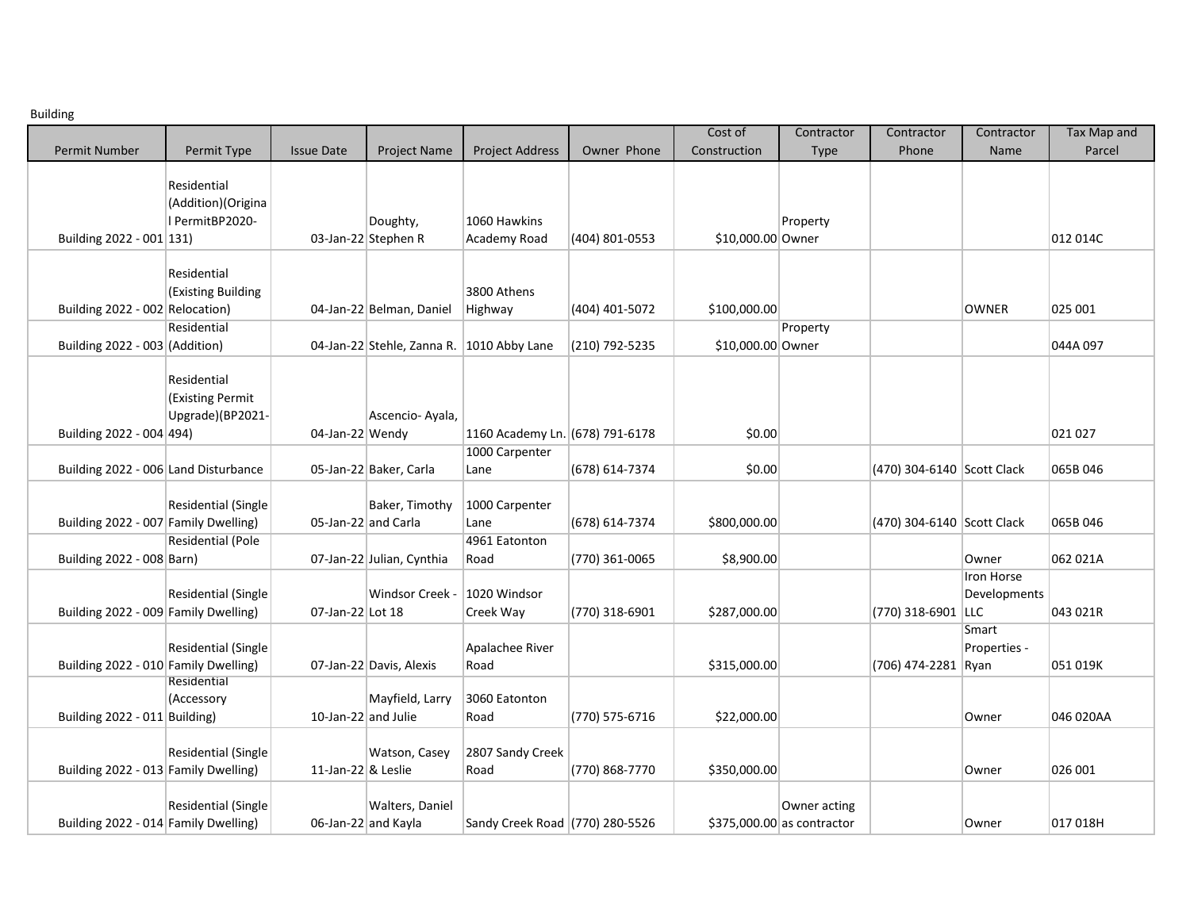Building

| Permit Number | Permit Type | Issue Date | Project Name | Project Address | Owner Phone | Cost of Construction | Contractor Type | Contractor Phone | Contractor Name | Tax Map and Parcel |
|---|---|---|---|---|---|---|---|---|---|---|
| Building 2022 - 001 | Residential (Addition)(Original PermitBP2020-131) | 03-Jan-22 | Doughty, Stephen R | 1060 Hawkins Academy Road | (404) 801-0553 | $10,000.00 | Property Owner | | | 012 014C |
| Building 2022 - 002 | Residential (Existing Building Relocation) | 04-Jan-22 | Belman, Daniel | 3800 Athens Highway | (404) 401-5072 | $100,000.00 | | | OWNER | 025 001 |
| Building 2022 - 003 | Residential (Addition) | 04-Jan-22 | Stehle, Zanna R. | 1010 Abby Lane | (210) 792-5235 | $10,000.00 | Property Owner | | | 044A 097 |
| Building 2022 - 004 | Residential (Existing Permit Upgrade)(BP2021-494) | 04-Jan-22 | Ascencio- Ayala, Wendy | 1160 Academy Ln. | (678) 791-6178 | $0.00 | | | | 021 027 |
| Building 2022 - 006 | Land Disturbance | 05-Jan-22 | Baker, Carla | 1000 Carpenter Lane | (678) 614-7374 | $0.00 | | (470) 304-6140 | Scott Clack | 065B 046 |
| Building 2022 - 007 | Residential (Single Family Dwelling) | 05-Jan-22 | Baker, Timothy and Carla | 1000 Carpenter Lane | (678) 614-7374 | $800,000.00 | | (470) 304-6140 | Scott Clack | 065B 046 |
| Building 2022 - 008 | Residential (Pole Barn) | 07-Jan-22 | Julian, Cynthia | 4961 Eatonton Road | (770) 361-0065 | $8,900.00 | | | Owner | 062 021A |
| Building 2022 - 009 | Residential (Single Family Dwelling) | 07-Jan-22 | Windsor Creek - Lot 18 | 1020 Windsor Creek Way | (770) 318-6901 | $287,000.00 | | (770) 318-6901 | Iron Horse Developments LLC | 043 021R |
| Building 2022 - 010 | Residential (Single Family Dwelling) | 07-Jan-22 | Davis, Alexis | Apalachee River Road | | $315,000.00 | | (706) 474-2281 | Smart Properties - Ryan | 051 019K |
| Building 2022 - 011 | Residential (Accessory Building) | 10-Jan-22 | Mayfield, Larry and Julie | 3060 Eatonton Road | (770) 575-6716 | $22,000.00 | | | Owner | 046 020AA |
| Building 2022 - 013 | Residential (Single Family Dwelling) | 11-Jan-22 | Watson, Casey & Leslie | 2807 Sandy Creek Road | (770) 868-7770 | $350,000.00 | | | Owner | 026 001 |
| Building 2022 - 014 | Residential (Single Family Dwelling) | 06-Jan-22 | Walters, Daniel and Kayla | Sandy Creek Road | (770) 280-5526 | $375,000.00 | Owner acting as contractor | | Owner | 017 018H |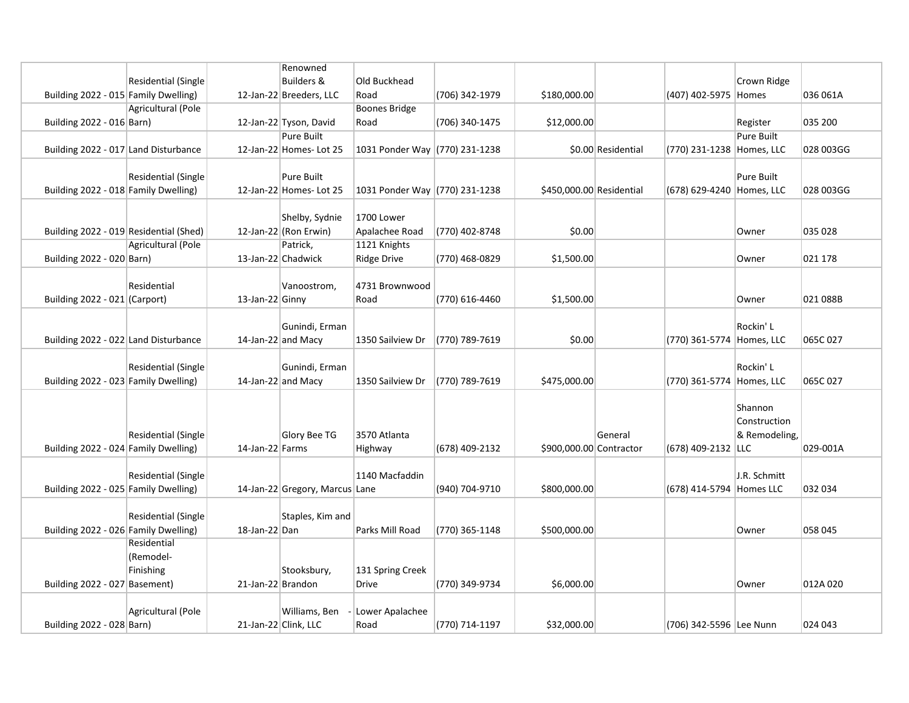| | | | | | | | | | | |
|---|---|---|---|---|---|---|---|---|---|---|
| Building 2022 - 015 | Residential (Single Family Dwelling) | 12-Jan-22 | Renowned Builders & Breeders, LLC | Old Buckhead Road | (706) 342-1979 | $180,000.00 | | (407) 402-5975 | Crown Ridge Homes | 036 061A |
| Building 2022 - 016 | Agricultural (Pole Barn) | 12-Jan-22 | Tyson, David | Boones Bridge Road | (706) 340-1475 | $12,000.00 | | | Register | 035 200 |
| Building 2022 - 017 | Land Disturbance | 12-Jan-22 | Pure Built Homes- Lot 25 | 1031 Ponder Way | (770) 231-1238 | $0.00 | Residential | (770) 231-1238 | Pure Built Homes, LLC | 028 003GG |
| Building 2022 - 018 | Residential (Single Family Dwelling) | 12-Jan-22 | Pure Built Homes- Lot 25 | 1031 Ponder Way | (770) 231-1238 | $450,000.00 | Residential | (678) 629-4240 | Pure Built Homes, LLC | 028 003GG |
| Building 2022 - 019 | Residential (Shed) | 12-Jan-22 | Shelby, Sydnie (Ron Erwin) | 1700 Lower Apalachee Road | (770) 402-8748 | $0.00 | | | Owner | 035 028 |
| Building 2022 - 020 | Agricultural (Pole Barn) | 13-Jan-22 | Patrick, Chadwick | 1121 Knights Ridge Drive | (770) 468-0829 | $1,500.00 | | | Owner | 021 178 |
| Building 2022 - 021 | Residential (Carport) | 13-Jan-22 | Vanoostrom, Ginny | 4731 Brownwood Road | (770) 616-4460 | $1,500.00 | | | Owner | 021 088B |
| Building 2022 - 022 | Land Disturbance | 14-Jan-22 | Gunindi, Erman and Macy | 1350 Sailview Dr | (770) 789-7619 | $0.00 | | (770) 361-5774 | Rockin' L Homes, LLC | 065C 027 |
| Building 2022 - 023 | Residential (Single Family Dwelling) | 14-Jan-22 | Gunindi, Erman and Macy | 1350 Sailview Dr | (770) 789-7619 | $475,000.00 | | (770) 361-5774 | Rockin' L Homes, LLC | 065C 027 |
| Building 2022 - 024 | Residential (Single Family Dwelling) | 14-Jan-22 | Glory Bee TG Farms | 3570 Atlanta Highway | (678) 409-2132 | $900,000.00 | General Contractor | (678) 409-2132 | Shannon Construction & Remodeling, LLC | 029-001A |
| Building 2022 - 025 | Residential (Single Family Dwelling) | 14-Jan-22 | Gregory, Marcus | 1140 Macfaddin Lane | (940) 704-9710 | $800,000.00 | | (678) 414-5794 | J.R. Schmitt Homes LLC | 032 034 |
| Building 2022 - 026 | Residential (Single Family Dwelling) | 18-Jan-22 | Staples, Kim and Dan | Parks Mill Road | (770) 365-1148 | $500,000.00 | | | Owner | 058 045 |
| Building 2022 - 027 | Residential (Remodel- Finishing Basement) | 21-Jan-22 | Stooksbury, Brandon | 131 Spring Creek Drive | (770) 349-9734 | $6,000.00 | | | Owner | 012A 020 |
| Building 2022 - 028 | Agricultural (Pole Barn) | 21-Jan-22 | Williams, Ben - Clink, LLC | Lower Apalachee Road | (770) 714-1197 | $32,000.00 | | (706) 342-5596 | Lee Nunn | 024 043 |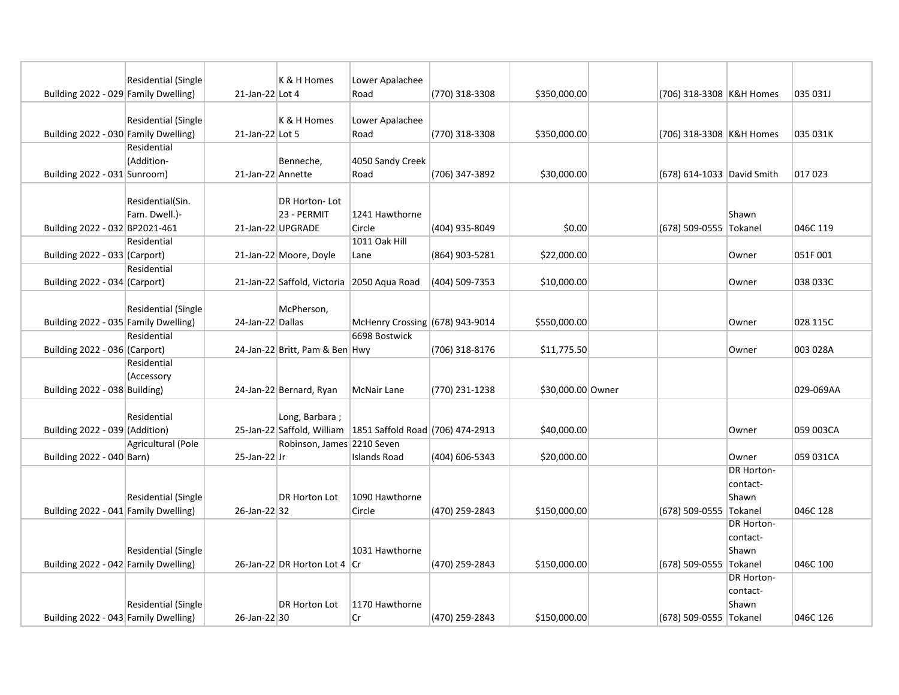| | | | | | | | | | | |
|---|---|---|---|---|---|---|---|---|---|---|
| Building 2022 - 029 | Residential (Single Family Dwelling) | 21-Jan-22 | K & H Homes Lot 4 | Lower Apalachee Road | (770) 318-3308 | $350,000.00 | | (706) 318-3308 | K&H Homes | 035 031J |
| Building 2022 - 030 | Residential (Single Family Dwelling) | 21-Jan-22 | K & H Homes Lot 5 | Lower Apalachee Road | (770) 318-3308 | $350,000.00 | | (706) 318-3308 | K&H Homes | 035 031K |
| Building 2022 - 031 | Residential (Addition- Sunroom) | 21-Jan-22 | Benneche, Annette | 4050 Sandy Creek Road | (706) 347-3892 | $30,000.00 | | (678) 614-1033 | David Smith | 017 023 |
| Building 2022 - 032 | Residential(Sin. Fam. Dwell.)- BP2021-461 | 21-Jan-22 | DR Horton- Lot 23 - PERMIT UPGRADE | 1241 Hawthorne Circle | (404) 935-8049 | $0.00 | | (678) 509-0555 | Shawn Tokanel | 046C 119 |
| Building 2022 - 033 | Residential (Carport) | 21-Jan-22 | Moore, Doyle | 1011 Oak Hill Lane | (864) 903-5281 | $22,000.00 | | | Owner | 051F 001 |
| Building 2022 - 034 | Residential (Carport) | 21-Jan-22 | Saffold, Victoria | 2050 Aqua Road | (404) 509-7353 | $10,000.00 | | | Owner | 038 033C |
| Building 2022 - 035 | Residential (Single Family Dwelling) | 24-Jan-22 | McPherson, Dallas | McHenry Crossing | (678) 943-9014 | $550,000.00 | | | Owner | 028 115C |
| Building 2022 - 036 | Residential (Carport) | 24-Jan-22 | Britt, Pam & Ben | 6698 Bostwick Hwy | (706) 318-8176 | $11,775.50 | | | Owner | 003 028A |
| Building 2022 - 038 | Residential (Accessory Building) | 24-Jan-22 | Bernard, Ryan | McNair Lane | (770) 231-1238 | $30,000.00 | Owner | | | 029-069AA |
| Building 2022 - 039 | Residential (Addition) | 25-Jan-22 | Long, Barbara ; Saffold, William | 1851 Saffold Road | (706) 474-2913 | $40,000.00 | | | Owner | 059 003CA |
| Building 2022 - 040 | Agricultural (Pole Barn) | 25-Jan-22 | Robinson, James Jr | 2210 Seven Islands Road | (404) 606-5343 | $20,000.00 | | | Owner | 059 031CA |
| Building 2022 - 041 | Residential (Single Family Dwelling) | 26-Jan-22 | DR Horton Lot 32 | 1090 Hawthorne Circle | (470) 259-2843 | $150,000.00 | | (678) 509-0555 | DR Horton- contact- Shawn Tokanel | 046C 128 |
| Building 2022 - 042 | Residential (Single Family Dwelling) | 26-Jan-22 | DR Horton Lot 4 | 1031 Hawthorne Cr | (470) 259-2843 | $150,000.00 | | (678) 509-0555 | DR Horton- contact- Shawn Tokanel | 046C 100 |
| Building 2022 - 043 | Residential (Single Family Dwelling) | 26-Jan-22 | DR Horton Lot 30 | 1170 Hawthorne Cr | (470) 259-2843 | $150,000.00 | | (678) 509-0555 | DR Horton- contact- Shawn Tokanel | 046C 126 |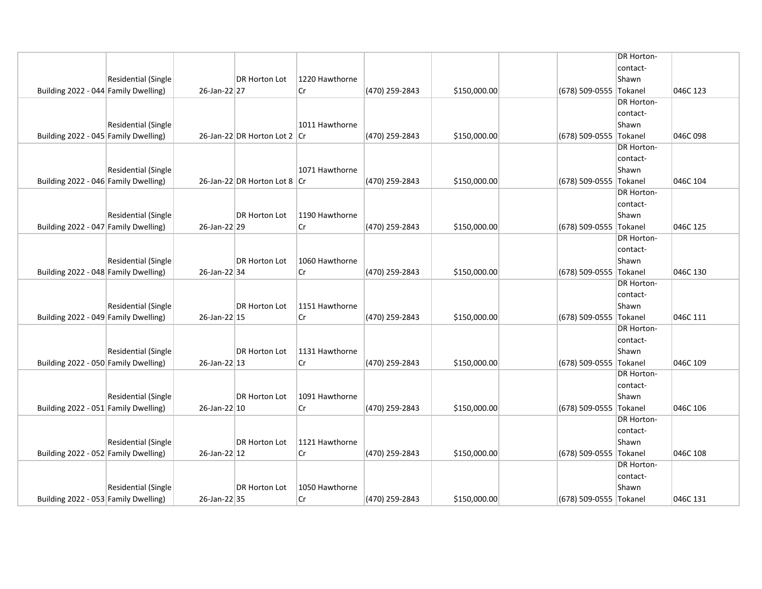| | | | | | | | | | | |
|---|---|---|---|---|---|---|---|---|---|---|
| Building 2022 - 044 | Residential (Single Family Dwelling) | 26-Jan-22 | DR Horton Lot 27 | 1220 Hawthorne Cr | (470) 259-2843 | $150,000.00 | | (678) 509-0555 | DR Horton-contact-Shawn Tokanel | 046C 123 |
| Building 2022 - 045 | Residential (Single Family Dwelling) | 26-Jan-22 | DR Horton Lot 2 | 1011 Hawthorne Cr | (470) 259-2843 | $150,000.00 | | (678) 509-0555 | DR Horton-contact-Shawn Tokanel | 046C 098 |
| Building 2022 - 046 | Residential (Single Family Dwelling) | 26-Jan-22 | DR Horton Lot 8 | 1071 Hawthorne Cr | (470) 259-2843 | $150,000.00 | | (678) 509-0555 | DR Horton-contact-Shawn Tokanel | 046C 104 |
| Building 2022 - 047 | Residential (Single Family Dwelling) | 26-Jan-22 | DR Horton Lot 29 | 1190 Hawthorne Cr | (470) 259-2843 | $150,000.00 | | (678) 509-0555 | DR Horton-contact-Shawn Tokanel | 046C 125 |
| Building 2022 - 048 | Residential (Single Family Dwelling) | 26-Jan-22 | DR Horton Lot 34 | 1060 Hawthorne Cr | (470) 259-2843 | $150,000.00 | | (678) 509-0555 | DR Horton-contact-Shawn Tokanel | 046C 130 |
| Building 2022 - 049 | Residential (Single Family Dwelling) | 26-Jan-22 | DR Horton Lot 15 | 1151 Hawthorne Cr | (470) 259-2843 | $150,000.00 | | (678) 509-0555 | DR Horton-contact-Shawn Tokanel | 046C 111 |
| Building 2022 - 050 | Residential (Single Family Dwelling) | 26-Jan-22 | DR Horton Lot 13 | 1131 Hawthorne Cr | (470) 259-2843 | $150,000.00 | | (678) 509-0555 | DR Horton-contact-Shawn Tokanel | 046C 109 |
| Building 2022 - 051 | Residential (Single Family Dwelling) | 26-Jan-22 | DR Horton Lot 10 | 1091 Hawthorne Cr | (470) 259-2843 | $150,000.00 | | (678) 509-0555 | DR Horton-contact-Shawn Tokanel | 046C 106 |
| Building 2022 - 052 | Residential (Single Family Dwelling) | 26-Jan-22 | DR Horton Lot 12 | 1121 Hawthorne Cr | (470) 259-2843 | $150,000.00 | | (678) 509-0555 | DR Horton-contact-Shawn Tokanel | 046C 108 |
| Building 2022 - 053 | Residential (Single Family Dwelling) | 26-Jan-22 | DR Horton Lot 35 | 1050 Hawthorne Cr | (470) 259-2843 | $150,000.00 | | (678) 509-0555 | DR Horton-contact-Shawn Tokanel | 046C 131 |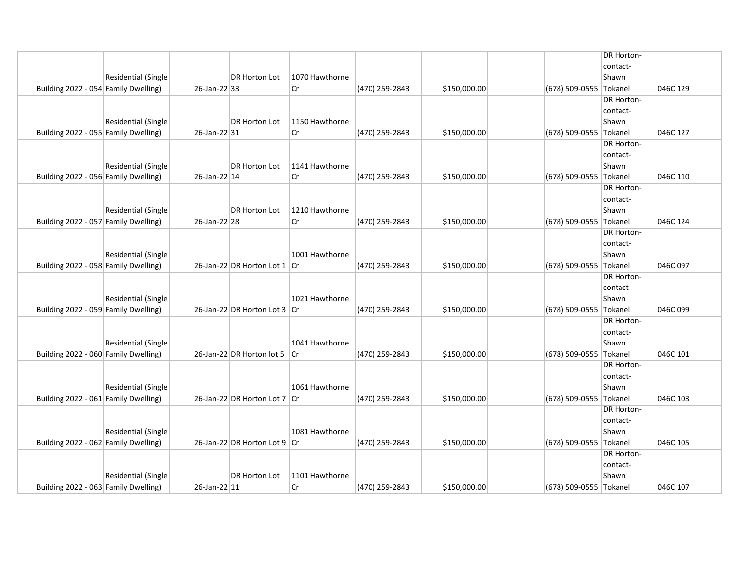| | | | | | | | | | | |
|---|---|---|---|---|---|---|---|---|---|---|
| Building 2022 - 054 | Residential (Single Family Dwelling) | 26-Jan-22 | DR Horton Lot 33 | 1070 Hawthorne Cr | (470) 259-2843 | $150,000.00 | | (678) 509-0555 | DR Horton-contact-Shawn Tokanel | 046C 129 |
| Building 2022 - 055 | Residential (Single Family Dwelling) | 26-Jan-22 | DR Horton Lot 31 | 1150 Hawthorne Cr | (470) 259-2843 | $150,000.00 | | (678) 509-0555 | DR Horton-contact-Shawn Tokanel | 046C 127 |
| Building 2022 - 056 | Residential (Single Family Dwelling) | 26-Jan-22 | DR Horton Lot 14 | 1141 Hawthorne Cr | (470) 259-2843 | $150,000.00 | | (678) 509-0555 | DR Horton-contact-Shawn Tokanel | 046C 110 |
| Building 2022 - 057 | Residential (Single Family Dwelling) | 26-Jan-22 | DR Horton Lot 28 | 1210 Hawthorne Cr | (470) 259-2843 | $150,000.00 | | (678) 509-0555 | DR Horton-contact-Shawn Tokanel | 046C 124 |
| Building 2022 - 058 | Residential (Single Family Dwelling) | 26-Jan-22 | DR Horton Lot 1 | 1001 Hawthorne Cr | (470) 259-2843 | $150,000.00 | | (678) 509-0555 | DR Horton-contact-Shawn Tokanel | 046C 097 |
| Building 2022 - 059 | Residential (Single Family Dwelling) | 26-Jan-22 | DR Horton Lot 3 | 1021 Hawthorne Cr | (470) 259-2843 | $150,000.00 | | (678) 509-0555 | DR Horton-contact-Shawn Tokanel | 046C 099 |
| Building 2022 - 060 | Residential (Single Family Dwelling) | 26-Jan-22 | DR Horton lot 5 | 1041 Hawthorne Cr | (470) 259-2843 | $150,000.00 | | (678) 509-0555 | DR Horton-contact-Shawn Tokanel | 046C 101 |
| Building 2022 - 061 | Residential (Single Family Dwelling) | 26-Jan-22 | DR Horton Lot 7 | 1061 Hawthorne Cr | (470) 259-2843 | $150,000.00 | | (678) 509-0555 | DR Horton-contact-Shawn Tokanel | 046C 103 |
| Building 2022 - 062 | Residential (Single Family Dwelling) | 26-Jan-22 | DR Horton Lot 9 | 1081 Hawthorne Cr | (470) 259-2843 | $150,000.00 | | (678) 509-0555 | DR Horton-contact-Shawn Tokanel | 046C 105 |
| Building 2022 - 063 | Residential (Single Family Dwelling) | 26-Jan-22 | DR Horton Lot 11 | 1101 Hawthorne Cr | (470) 259-2843 | $150,000.00 | | (678) 509-0555 | DR Horton-contact-Shawn Tokanel | 046C 107 |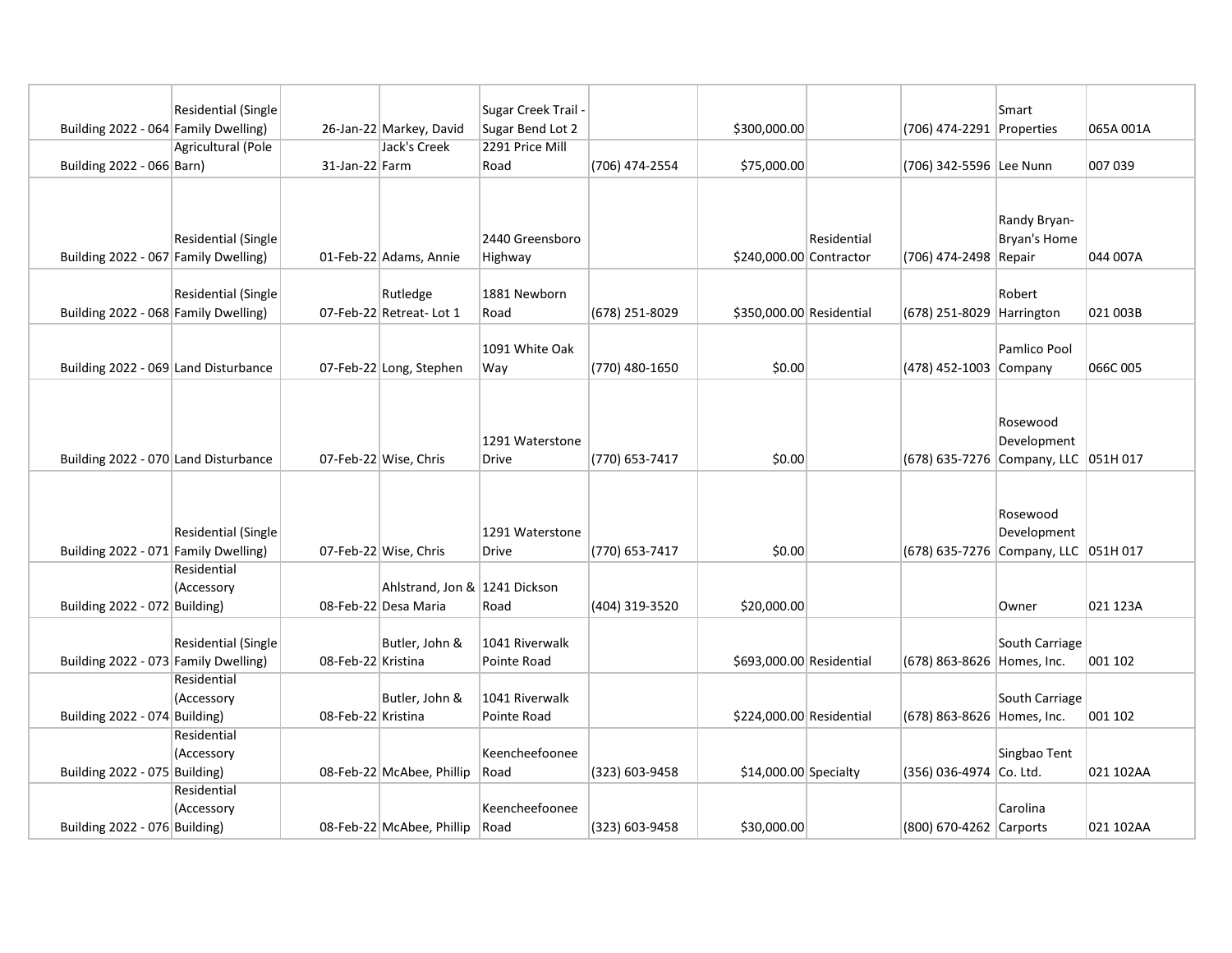| | | | | | | | | | | |
|---|---|---|---|---|---|---|---|---|---|---|
| Building 2022 - 064 | Residential (Single Family Dwelling) | 26-Jan-22 | Markey, David | Sugar Creek Trail - Sugar Bend Lot 2 | | $300,000.00 | | (706) 474-2291 | Smart Properties | 065A 001A |
| Building 2022 - 066 | Agricultural (Pole Barn) | 31-Jan-22 | Jack's Creek Farm | 2291 Price Mill Road | (706) 474-2554 | $75,000.00 | | (706) 342-5596 | Lee Nunn | 007 039 |
| Building 2022 - 067 | Residential (Single Family Dwelling) | 01-Feb-22 | Adams, Annie | 2440 Greensboro Highway | | $240,000.00 | Residential Contractor | (706) 474-2498 | Randy Bryan-Bryan's Home Repair | 044 007A |
| Building 2022 - 068 | Residential (Single Family Dwelling) | 07-Feb-22 | Rutledge Retreat- Lot 1 | 1881 Newborn Road | (678) 251-8029 | $350,000.00 | Residential | (678) 251-8029 | Robert Harrington | 021 003B |
| Building 2022 - 069 | Land Disturbance | 07-Feb-22 | Long, Stephen | 1091 White Oak Way | (770) 480-1650 | $0.00 | | (478) 452-1003 | Pamlico Pool Company | 066C 005 |
| Building 2022 - 070 | Land Disturbance | 07-Feb-22 | Wise, Chris | 1291 Waterstone Drive | (770) 653-7417 | $0.00 | | (678) 635-7276 | Rosewood Development Company, LLC | 051H 017 |
| Building 2022 - 071 | Residential (Single Family Dwelling) | 07-Feb-22 | Wise, Chris | 1291 Waterstone Drive | (770) 653-7417 | $0.00 | | (678) 635-7276 | Rosewood Development Company, LLC | 051H 017 |
| Building 2022 - 072 | Residential (Accessory Building) | 08-Feb-22 | Ahlstrand, Jon & Desa Maria | 1241 Dickson Road | (404) 319-3520 | $20,000.00 | | | Owner | 021 123A |
| Building 2022 - 073 | Residential (Single Family Dwelling) | 08-Feb-22 | Butler, John & Kristina | 1041 Riverwalk Pointe Road | | $693,000.00 | Residential | (678) 863-8626 | South Carriage Homes, Inc. | 001 102 |
| Building 2022 - 074 | Residential (Accessory Building) | 08-Feb-22 | Butler, John & Kristina | 1041 Riverwalk Pointe Road | | $224,000.00 | Residential | (678) 863-8626 | South Carriage Homes, Inc. | 001 102 |
| Building 2022 - 075 | Residential (Accessory Building) | 08-Feb-22 | McAbee, Phillip | Keencheefoonee Road | (323) 603-9458 | $14,000.00 | Specialty | (356) 036-4974 | Singbao Tent Co. Ltd. | 021 102AA |
| Building 2022 - 076 | Residential (Accessory Building) | 08-Feb-22 | McAbee, Phillip | Keencheefoonee Road | (323) 603-9458 | $30,000.00 | | (800) 670-4262 | Carolina Carports | 021 102AA |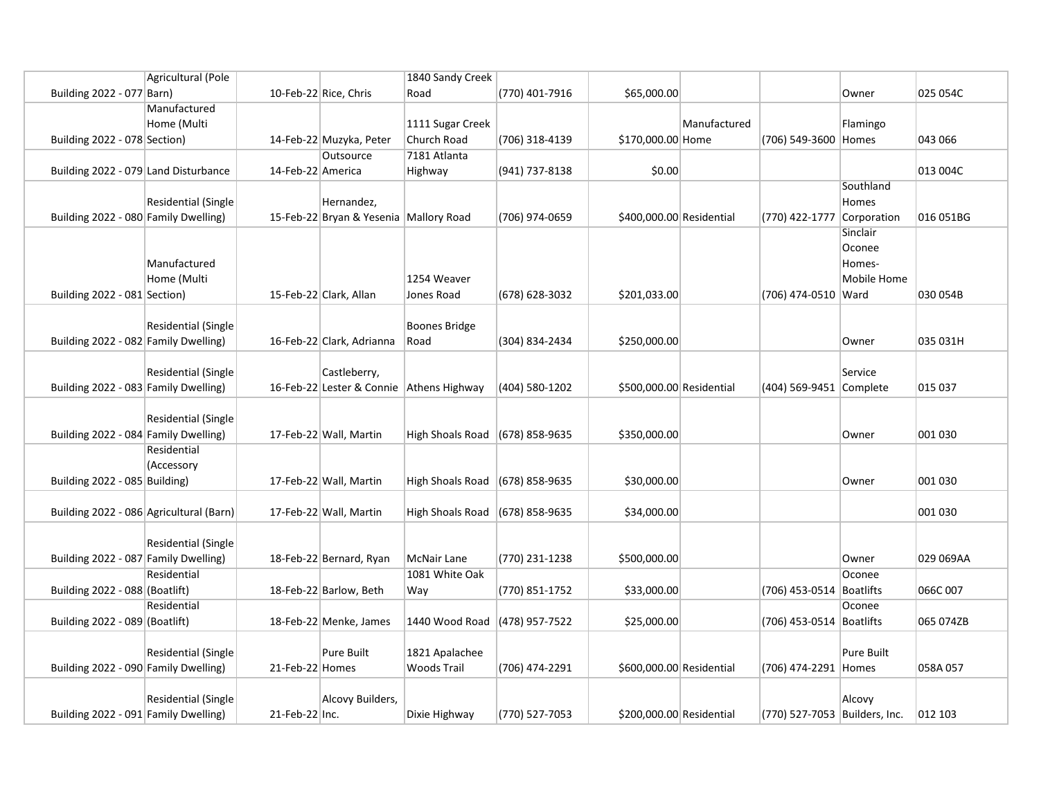| | | | | | | | | | | |
|---|---|---|---|---|---|---|---|---|---|---|
| Building 2022 - 077 | Agricultural (Pole Barn) | 10-Feb-22 | Rice, Chris | 1840 Sandy Creek Road | (770) 401-7916 | $65,000.00 | | | Owner | 025 054C |
| Building 2022 - 078 | Manufactured Home (Multi Section) | 14-Feb-22 | Muzyka, Peter | 1111 Sugar Creek Church Road | (706) 318-4139 | $170,000.00 | Manufactured Home | (706) 549-3600 | Flamingo Homes | 043 066 |
| Building 2022 - 079 | Land Disturbance | 14-Feb-22 | Outsource America | 7181 Atlanta Highway | (941) 737-8138 | $0.00 | | | | 013 004C |
| Building 2022 - 080 | Residential (Single Family Dwelling) | 15-Feb-22 | Hernandez, Bryan & Yesenia | Mallory Road | (706) 974-0659 | $400,000.00 | Residential | (770) 422-1777 | Southland Homes Corporation | 016 051BG |
| Building 2022 - 081 | Manufactured Home (Multi Section) | 15-Feb-22 | Clark, Allan | 1254 Weaver Jones Road | (678) 628-3032 | $201,033.00 | | (706) 474-0510 | Sinclair Oconee Homes- Mobile Home Ward | 030 054B |
| Building 2022 - 082 | Residential (Single Family Dwelling) | 16-Feb-22 | Clark, Adrianna | Boones Bridge Road | (304) 834-2434 | $250,000.00 | | | Owner | 035 031H |
| Building 2022 - 083 | Residential (Single Family Dwelling) | 16-Feb-22 | Castleberry, Lester & Connie | Athens Highway | (404) 580-1202 | $500,000.00 | Residential | (404) 569-9451 | Service Complete | 015 037 |
| Building 2022 - 084 | Residential (Single Family Dwelling) | 17-Feb-22 | Wall, Martin | High Shoals Road | (678) 858-9635 | $350,000.00 | | | Owner | 001 030 |
| Building 2022 - 085 | Residential (Accessory Building) | 17-Feb-22 | Wall, Martin | High Shoals Road | (678) 858-9635 | $30,000.00 | | | Owner | 001 030 |
| Building 2022 - 086 | Agricultural (Barn) | 17-Feb-22 | Wall, Martin | High Shoals Road | (678) 858-9635 | $34,000.00 | | | | 001 030 |
| Building 2022 - 087 | Residential (Single Family Dwelling) | 18-Feb-22 | Bernard, Ryan | McNair Lane | (770) 231-1238 | $500,000.00 | | | Owner | 029 069AA |
| Building 2022 - 088 | Residential (Boatlift) | 18-Feb-22 | Barlow, Beth | 1081 White Oak Way | (770) 851-1752 | $33,000.00 | | (706) 453-0514 | Oconee Boatlifts | 066C 007 |
| Building 2022 - 089 | Residential (Boatlift) | 18-Feb-22 | Menke, James | 1440 Wood Road | (478) 957-7522 | $25,000.00 | | (706) 453-0514 | Oconee Boatlifts | 065 074ZB |
| Building 2022 - 090 | Residential (Single Family Dwelling) | 21-Feb-22 | Pure Built Homes | 1821 Apalachee Woods Trail | (706) 474-2291 | $600,000.00 | Residential | (706) 474-2291 | Pure Built Homes | 058A 057 |
| Building 2022 - 091 | Residential (Single Family Dwelling) | 21-Feb-22 | Alcovy Builders, Inc. | Dixie Highway | (770) 527-7053 | $200,000.00 | Residential | (770) 527-7053 | Alcovy Builders, Inc. | 012 103 |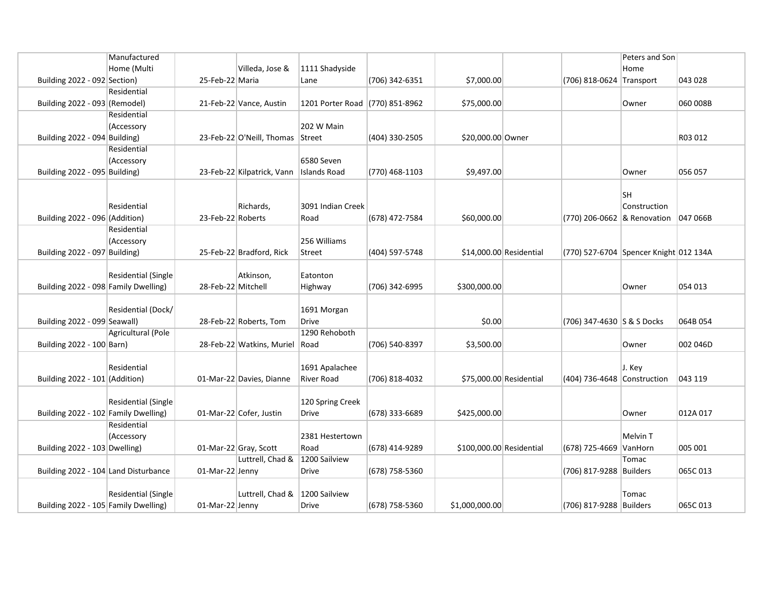| | | | | | | | | | | |
|---|---|---|---|---|---|---|---|---|---|---|
| Building 2022 - 092 | Manufactured Home (Multi Section) | 25-Feb-22 | Villeda, Jose & Maria | 1111 Shadyside Lane | (706) 342-6351 | $7,000.00 | | (706) 818-0624 | Peters and Son Home Transport | 043 028 |
| Building 2022 - 093 | Residential (Remodel) | 21-Feb-22 | Vance, Austin | 1201 Porter Road | (770) 851-8962 | $75,000.00 | | | Owner | 060 008B |
| Building 2022 - 094 | Residential (Accessory Building) | 23-Feb-22 | O'Neill, Thomas | 202 W Main Street | (404) 330-2505 | $20,000.00 | Owner | | | R03 012 |
| Building 2022 - 095 | Residential (Accessory Building) | 23-Feb-22 | Kilpatrick, Vann | 6580 Seven Islands Road | (770) 468-1103 | $9,497.00 | | | Owner | 056 057 |
| Building 2022 - 096 | Residential (Addition) | 23-Feb-22 | Richards, Roberts | 3091 Indian Creek Road | (678) 472-7584 | $60,000.00 | | (770) 206-0662 | SH Construction & Renovation | 047 066B |
| Building 2022 - 097 | Residential (Accessory Building) | 25-Feb-22 | Bradford, Rick | 256 Williams Street | (404) 597-5748 | $14,000.00 | Residential | (770) 527-6704 | Spencer Knight | 012 134A |
| Building 2022 - 098 | Residential (Single Family Dwelling) | 28-Feb-22 | Atkinson, Mitchell | Eatonton Highway | (706) 342-6995 | $300,000.00 | | | Owner | 054 013 |
| Building 2022 - 099 | Residential (Dock/ Seawall) | 28-Feb-22 | Roberts, Tom | 1691 Morgan Drive | | $0.00 | | (706) 347-4630 | S & S Docks | 064B 054 |
| Building 2022 - 100 | Agricultural (Pole Barn) | 28-Feb-22 | Watkins, Muriel | 1290 Rehoboth Road | (706) 540-8397 | $3,500.00 | | | Owner | 002 046D |
| Building 2022 - 101 | Residential (Addition) | 01-Mar-22 | Davies, Dianne | 1691 Apalachee River Road | (706) 818-4032 | $75,000.00 | Residential | (404) 736-4648 | J. Key Construction | 043 119 |
| Building 2022 - 102 | Residential (Single Family Dwelling) | 01-Mar-22 | Cofer, Justin | 120 Spring Creek Drive | (678) 333-6689 | $425,000.00 | | | Owner | 012A 017 |
| Building 2022 - 103 | Residential (Accessory Dwelling) | 01-Mar-22 | Gray, Scott | 2381 Hestertown Road | (678) 414-9289 | $100,000.00 | Residential | (678) 725-4669 | Melvin T VanHorn | 005 001 |
| Building 2022 - 104 | Land Disturbance | 01-Mar-22 | Luttrell, Chad & Jenny | 1200 Sailview Drive | (678) 758-5360 | | | (706) 817-9288 | Tomac Builders | 065C 013 |
| Building 2022 - 105 | Residential (Single Family Dwelling) | 01-Mar-22 | Luttrell, Chad & Jenny | 1200 Sailview Drive | (678) 758-5360 | $1,000,000.00 | | (706) 817-9288 | Tomac Builders | 065C 013 |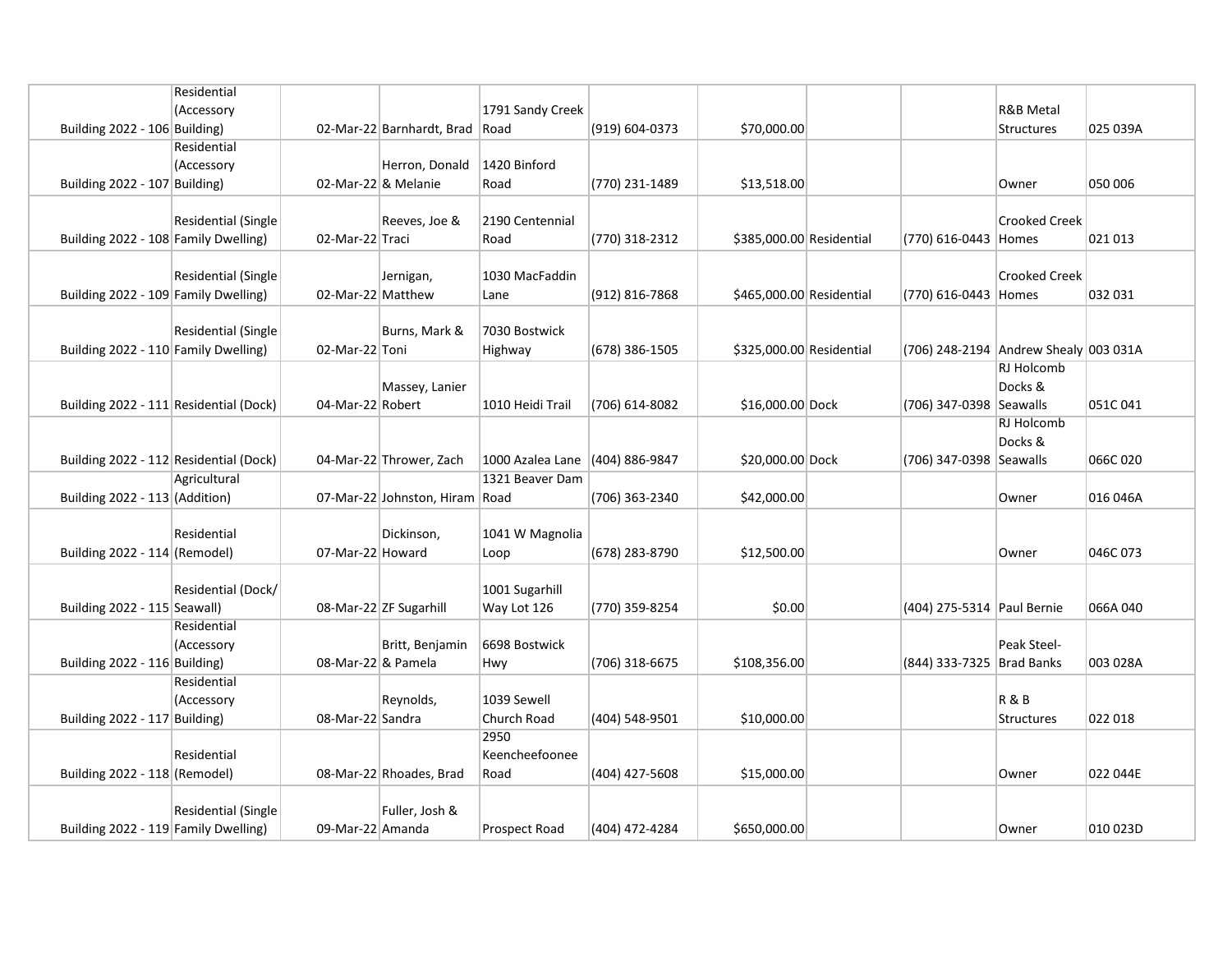| | | | | | | | | | | |
|---|---|---|---|---|---|---|---|---|---|---|
| Building 2022 - 106 | Residential (Accessory Building) | 02-Mar-22 | Barnhardt, Brad | 1791 Sandy Creek Road | (919) 604-0373 | $70,000.00 | | | R&B Metal Structures | 025 039A |
| Building 2022 - 107 | Residential (Accessory Building) | 02-Mar-22 | Herron, Donald & Melanie | 1420 Binford Road | (770) 231-1489 | $13,518.00 | | | Owner | 050 006 |
| Building 2022 - 108 | Residential (Single Family Dwelling) | 02-Mar-22 | Reeves, Joe & Traci | 2190 Centennial Road | (770) 318-2312 | $385,000.00 | Residential | (770) 616-0443 | Crooked Creek Homes | 021 013 |
| Building 2022 - 109 | Residential (Single Family Dwelling) | 02-Mar-22 | Jernigan, Matthew | 1030 MacFaddin Lane | (912) 816-7868 | $465,000.00 | Residential | (770) 616-0443 | Crooked Creek Homes | 032 031 |
| Building 2022 - 110 | Residential (Single Family Dwelling) | 02-Mar-22 | Burns, Mark & Toni | 7030 Bostwick Highway | (678) 386-1505 | $325,000.00 | Residential | (706) 248-2194 | Andrew Shealy | 003 031A |
| Building 2022 - 111 | Residential (Dock) | 04-Mar-22 | Massey, Lanier Robert | 1010 Heidi Trail | (706) 614-8082 | $16,000.00 | Dock | (706) 347-0398 | RJ Holcomb Docks & Seawalls | 051C 041 |
| Building 2022 - 112 | Residential (Dock) | 04-Mar-22 | Thrower, Zach | 1000 Azalea Lane | (404) 886-9847 | $20,000.00 | Dock | (706) 347-0398 | RJ Holcomb Docks & Seawalls | 066C 020 |
| Building 2022 - 113 | Agricultural (Addition) | 07-Mar-22 | Johnston, Hiram | 1321 Beaver Dam Road | (706) 363-2340 | $42,000.00 | | | Owner | 016 046A |
| Building 2022 - 114 | Residential (Remodel) | 07-Mar-22 | Dickinson, Howard | 1041 W Magnolia Loop | (678) 283-8790 | $12,500.00 | | | Owner | 046C 073 |
| Building 2022 - 115 | Residential (Dock/ Seawall) | 08-Mar-22 | ZF Sugarhill | 1001 Sugarhill Way Lot 126 | (770) 359-8254 | $0.00 | | (404) 275-5314 | Paul Bernie | 066A 040 |
| Building 2022 - 116 | Residential (Accessory Building) | 08-Mar-22 | Britt, Benjamin & Pamela | 6698 Bostwick Hwy | (706) 318-6675 | $108,356.00 | | (844) 333-7325 | Peak Steel- Brad Banks | 003 028A |
| Building 2022 - 117 | Residential (Accessory Building) | 08-Mar-22 | Reynolds, Sandra | 1039 Sewell Church Road | (404) 548-9501 | $10,000.00 | | | R & B Structures | 022 018 |
| Building 2022 - 118 | Residential (Remodel) | 08-Mar-22 | Rhoades, Brad | 2950 Keencheefoonee Road | (404) 427-5608 | $15,000.00 | | | Owner | 022 044E |
| Building 2022 - 119 | Residential (Single Family Dwelling) | 09-Mar-22 | Fuller, Josh & Amanda | Prospect Road | (404) 472-4284 | $650,000.00 | | | Owner | 010 023D |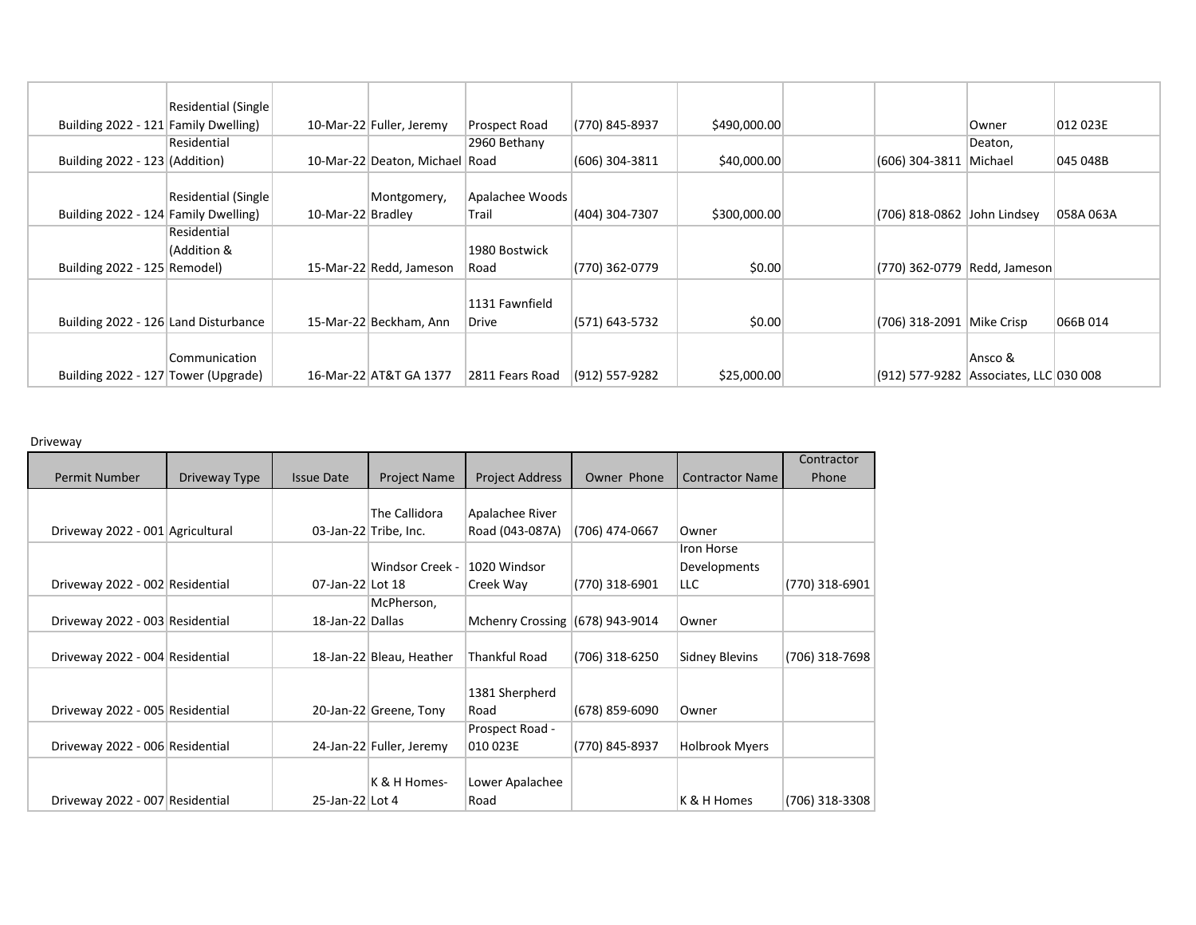| | | | | | | | | | | |
|---|---|---|---|---|---|---|---|---|---|---|
| Building 2022 - 121 | Residential (Single Family Dwelling) | 10-Mar-22 | Fuller, Jeremy | Prospect Road | (770) 845-8937 | $490,000.00 | | | Owner | 012 023E |
| Building 2022 - 123 | Residential (Addition) | 10-Mar-22 | Deaton, Michael | 2960 Bethany Road | (606) 304-3811 | $40,000.00 | | (606) 304-3811 | Deaton, Michael | 045 048B |
| Building 2022 - 124 | Residential (Single Family Dwelling) | 10-Mar-22 | Montgomery, Bradley | Apalachee Woods Trail | (404) 304-7307 | $300,000.00 | | (706) 818-0862 | John Lindsey | 058A 063A |
| Building 2022 - 125 | Residential (Addition & Remodel) | 15-Mar-22 | Redd, Jameson | 1980 Bostwick Road | (770) 362-0779 | $0.00 | | (770) 362-0779 | Redd, Jameson | |
| Building 2022 - 126 | Land Disturbance | 15-Mar-22 | Beckham, Ann | 1131 Fawnfield Drive | (571) 643-5732 | $0.00 | | (706) 318-2091 | Mike Crisp | 066B 014 |
| Building 2022 - 127 | Communication Tower (Upgrade) | 16-Mar-22 | AT&T GA 1377 | 2811 Fears Road | (912) 557-9282 | $25,000.00 | | (912) 577-9282 | Ansco & Associates, LLC | 030 008 |

Driveway

| Permit Number | Driveway Type | Issue Date | Project Name | Project Address | Owner Phone | Contractor Name | Contractor Phone |
|---|---|---|---|---|---|---|---|
| Driveway 2022 - 001 | Agricultural | 03-Jan-22 | The Callidora Tribe, Inc. | Apalachee River Road (043-087A) | (706) 474-0667 | Owner | |
| Driveway 2022 - 002 | Residential | 07-Jan-22 | Windsor Creek - Lot 18 | 1020 Windsor Creek Way | (770) 318-6901 | Iron Horse Developments LLC | (770) 318-6901 |
| Driveway 2022 - 003 | Residential | 18-Jan-22 | McPherson, Dallas | Mchenry Crossing | (678) 943-9014 | Owner | |
| Driveway 2022 - 004 | Residential | 18-Jan-22 | Bleau, Heather | Thankful Road | (706) 318-6250 | Sidney Blevins | (706) 318-7698 |
| Driveway 2022 - 005 | Residential | 20-Jan-22 | Greene, Tony | 1381 Sherpherd Road | (678) 859-6090 | Owner | |
| Driveway 2022 - 006 | Residential | 24-Jan-22 | Fuller, Jeremy | Prospect Road - 010 023E | (770) 845-8937 | Holbrook Myers | |
| Driveway 2022 - 007 | Residential | 25-Jan-22 | K & H Homes- Lot 4 | Lower Apalachee Road | | K & H Homes | (706) 318-3308 |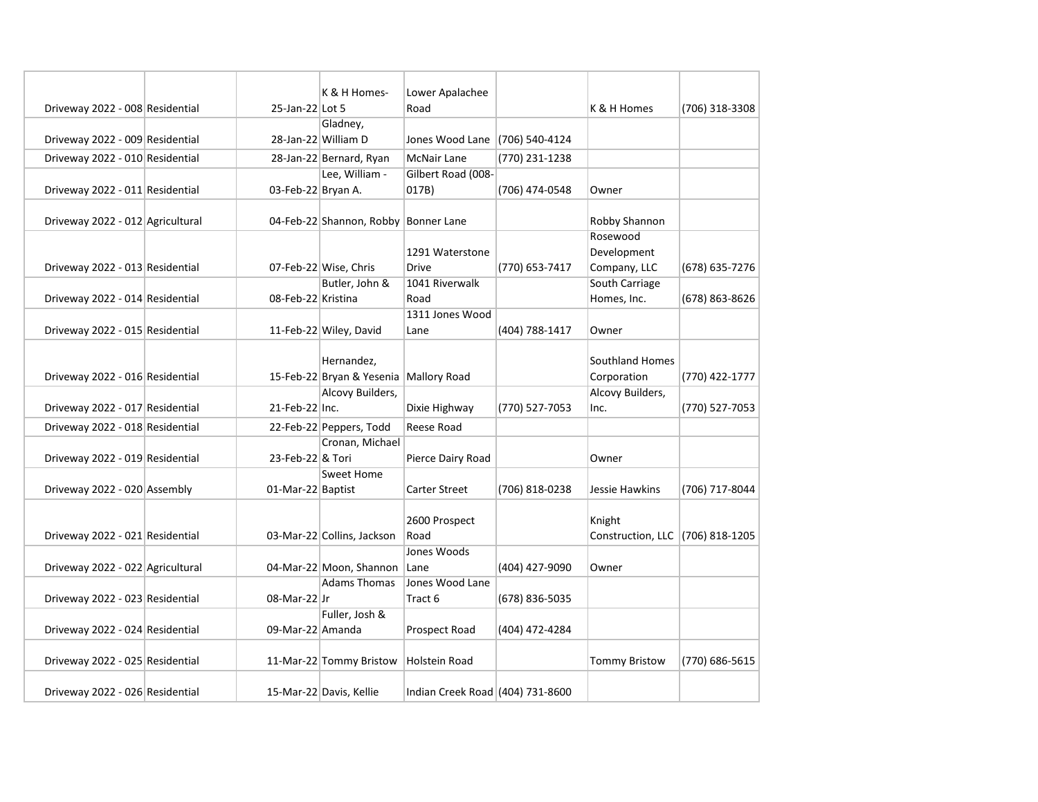| | | | | | | | |
|---|---|---|---|---|---|---|---|
| Driveway 2022 - 008 | Residential | 25-Jan-22 | K & H Homes- Lot 5 | Lower Apalachee Road | | K & H Homes | (706) 318-3308 |
| Driveway 2022 - 009 | Residential | 28-Jan-22 | Gladney, William D | Jones Wood Lane | (706) 540-4124 | | |
| Driveway 2022 - 010 | Residential | 28-Jan-22 | Bernard, Ryan | McNair Lane | (770) 231-1238 | | |
| Driveway 2022 - 011 | Residential | 03-Feb-22 | Lee, William - Bryan A. | Gilbert Road (008-017B) | (706) 474-0548 | Owner | |
| Driveway 2022 - 012 | Agricultural | 04-Feb-22 | Shannon, Robby | Bonner Lane | | Robby Shannon | |
| Driveway 2022 - 013 | Residential | 07-Feb-22 | Wise, Chris | 1291 Waterstone Drive | (770) 653-7417 | Rosewood Development Company, LLC | (678) 635-7276 |
| Driveway 2022 - 014 | Residential | 08-Feb-22 | Butler, John & Kristina | 1041 Riverwalk Road | | South Carriage Homes, Inc. | (678) 863-8626 |
| Driveway 2022 - 015 | Residential | 11-Feb-22 | Wiley, David | 1311 Jones Wood Lane | (404) 788-1417 | Owner | |
| Driveway 2022 - 016 | Residential | 15-Feb-22 | Hernandez, Bryan & Yesenia | Mallory Road | | Southland Homes Corporation | (770) 422-1777 |
| Driveway 2022 - 017 | Residential | 21-Feb-22 | Alcovy Builders, Inc. | Dixie Highway | (770) 527-7053 | Alcovy Builders, Inc. | (770) 527-7053 |
| Driveway 2022 - 018 | Residential | 22-Feb-22 | Peppers, Todd | Reese Road | | | |
| Driveway 2022 - 019 | Residential | 23-Feb-22 | Cronan, Michael & Tori | Pierce Dairy Road | | Owner | |
| Driveway 2022 - 020 | Assembly | 01-Mar-22 | Sweet Home Baptist | Carter Street | (706) 818-0238 | Jessie Hawkins | (706) 717-8044 |
| Driveway 2022 - 021 | Residential | 03-Mar-22 | Collins, Jackson | 2600 Prospect Road | | Knight Construction, LLC | (706) 818-1205 |
| Driveway 2022 - 022 | Agricultural | 04-Mar-22 | Moon, Shannon | Jones Woods Lane | (404) 427-9090 | Owner | |
| Driveway 2022 - 023 | Residential | 08-Mar-22 | Adams Thomas Jr | Jones Wood Lane Tract 6 | (678) 836-5035 | | |
| Driveway 2022 - 024 | Residential | 09-Mar-22 | Fuller, Josh & Amanda | Prospect Road | (404) 472-4284 | | |
| Driveway 2022 - 025 | Residential | 11-Mar-22 | Tommy Bristow | Holstein Road | | Tommy Bristow | (770) 686-5615 |
| Driveway 2022 - 026 | Residential | 15-Mar-22 | Davis, Kellie | Indian Creek Road | (404) 731-8600 | | |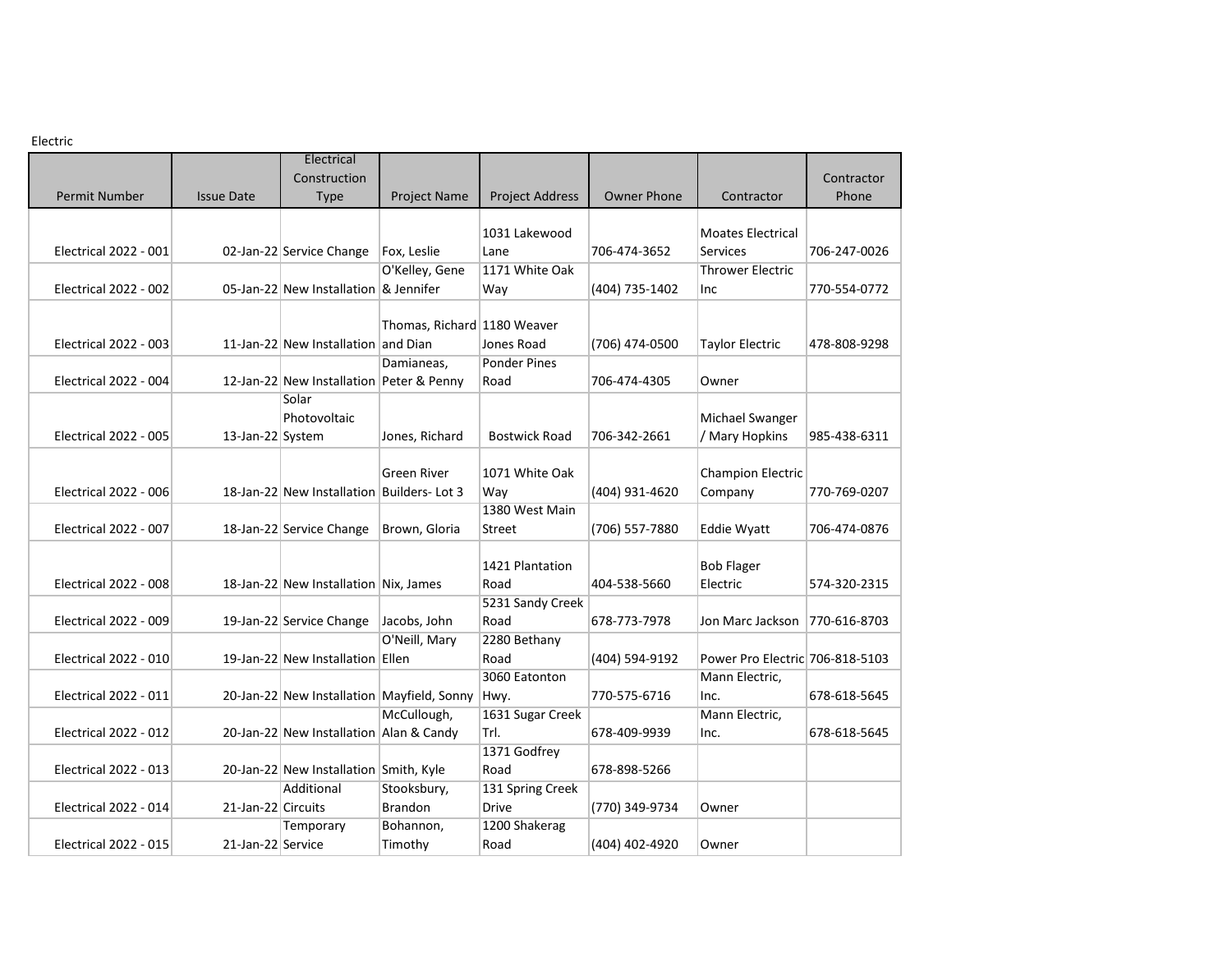Electric

| Permit Number | Issue Date | Electrical Construction Type | Project Name | Project Address | Owner Phone | Contractor | Contractor Phone |
|---|---|---|---|---|---|---|---|
| Electrical 2022 - 001 | 02-Jan-22 | Service Change | Fox, Leslie | 1031 Lakewood Lane | 706-474-3652 | Moates Electrical Services | 706-247-0026 |
| Electrical 2022 - 002 | 05-Jan-22 | New Installation | O'Kelley, Gene & Jennifer | 1171 White Oak Way | (404) 735-1402 | Thrower Electric Inc | 770-554-0772 |
| Electrical 2022 - 003 | 11-Jan-22 | New Installation | Thomas, Richard and Dian | 1180 Weaver Jones Road | (706) 474-0500 | Taylor Electric | 478-808-9298 |
| Electrical 2022 - 004 | 12-Jan-22 | New Installation | Damianeas, Peter & Penny | Ponder Pines Road | 706-474-4305 | Owner | |
| Electrical 2022 - 005 | 13-Jan-22 | Solar Photovoltaic System | Jones, Richard | Bostwick Road | 706-342-2661 | Michael Swanger / Mary Hopkins | 985-438-6311 |
| Electrical 2022 - 006 | 18-Jan-22 | New Installation | Green River Builders- Lot 3 | 1071 White Oak Way | (404) 931-4620 | Champion Electric Company | 770-769-0207 |
| Electrical 2022 - 007 | 18-Jan-22 | Service Change | Brown, Gloria | 1380 West Main Street | (706) 557-7880 | Eddie Wyatt | 706-474-0876 |
| Electrical 2022 - 008 | 18-Jan-22 | New Installation | Nix, James | 1421 Plantation Road | 404-538-5660 | Bob Flager Electric | 574-320-2315 |
| Electrical 2022 - 009 | 19-Jan-22 | Service Change | Jacobs, John | 5231 Sandy Creek Road | 678-773-7978 | Jon Marc Jackson | 770-616-8703 |
| Electrical 2022 - 010 | 19-Jan-22 | New Installation | O'Neill, Mary Ellen | 2280 Bethany Road | (404) 594-9192 | Power Pro Electric | 706-818-5103 |
| Electrical 2022 - 011 | 20-Jan-22 | New Installation | Mayfield, Sonny | 3060 Eatonton Hwy. | 770-575-6716 | Mann Electric, Inc. | 678-618-5645 |
| Electrical 2022 - 012 | 20-Jan-22 | New Installation | McCullough, Alan & Candy | 1631 Sugar Creek Trl. | 678-409-9939 | Mann Electric, Inc. | 678-618-5645 |
| Electrical 2022 - 013 | 20-Jan-22 | New Installation | Smith, Kyle | 1371 Godfrey Road | 678-898-5266 | | |
| Electrical 2022 - 014 | 21-Jan-22 | Additional Circuits | Stooksbury, Brandon | 131 Spring Creek Drive | (770) 349-9734 | Owner | |
| Electrical 2022 - 015 | 21-Jan-22 | Temporary Service | Bohannon, Timothy | 1200 Shakerag Road | (404) 402-4920 | Owner | |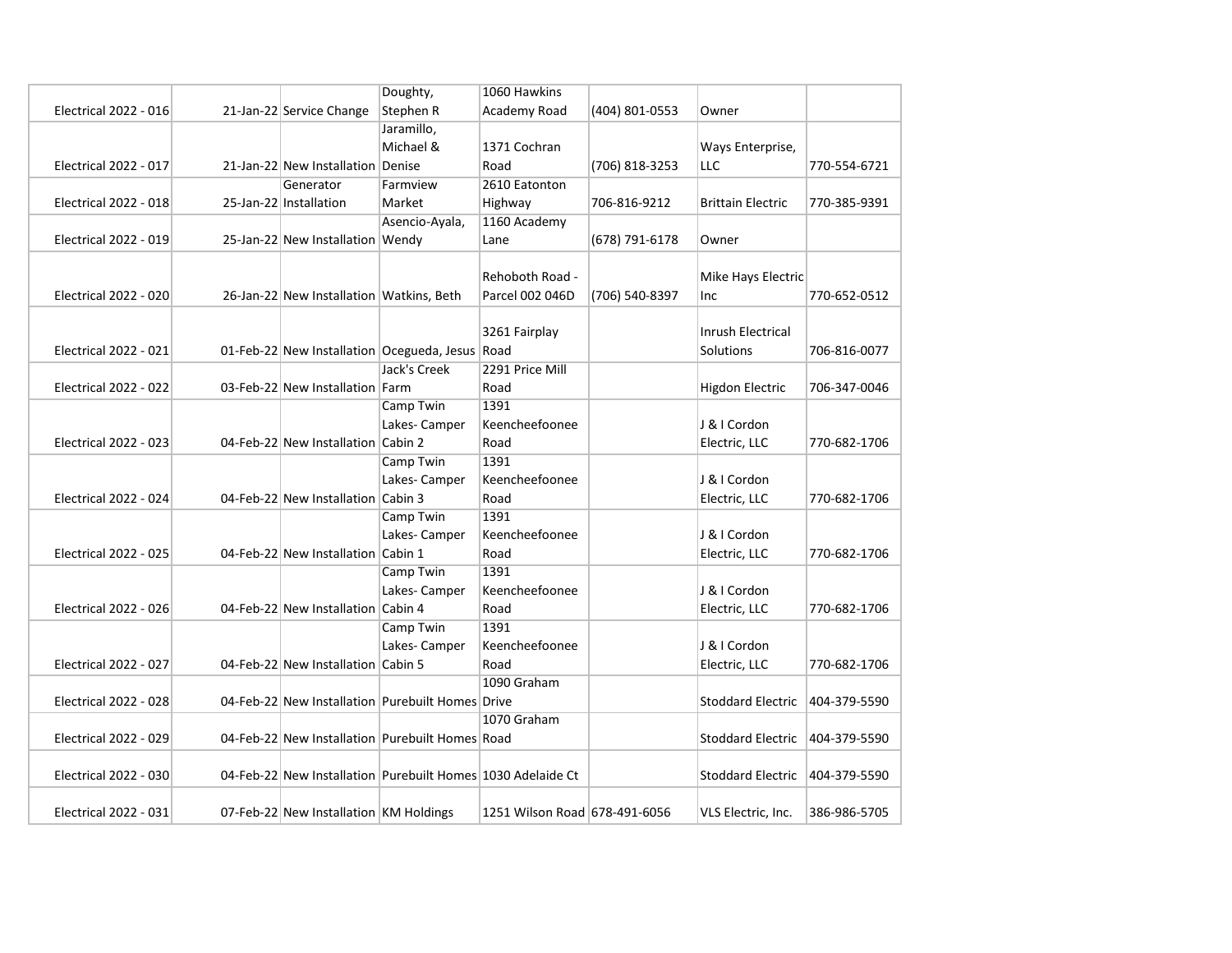| | | | | | | | |
|---|---|---|---|---|---|---|---|
| Electrical 2022 - 016 | 21-Jan-22 | Service Change | Doughty, Stephen R | 1060 Hawkins Academy Road | (404) 801-0553 | Owner | |
| Electrical 2022 - 017 | 21-Jan-22 | New Installation | Jaramillo, Michael & Denise | 1371 Cochran Road | (706) 818-3253 | Ways Enterprise, LLC | 770-554-6721 |
| Electrical 2022 - 018 | 25-Jan-22 | Generator Installation | Farmview Market | 2610 Eatonton Highway | 706-816-9212 | Brittain Electric | 770-385-9391 |
| Electrical 2022 - 019 | 25-Jan-22 | New Installation | Asencio-Ayala, Wendy | 1160 Academy Lane | (678) 791-6178 | Owner | |
| Electrical 2022 - 020 | 26-Jan-22 | New Installation | Watkins, Beth | Rehoboth Road - Parcel 002 046D | (706) 540-8397 | Mike Hays Electric Inc | 770-652-0512 |
| Electrical 2022 - 021 | 01-Feb-22 | New Installation | Ocegueda, Jesus | 3261 Fairplay Road | | Inrush Electrical Solutions | 706-816-0077 |
| Electrical 2022 - 022 | 03-Feb-22 | New Installation | Jack's Creek Farm | 2291 Price Mill Road | | Higdon Electric | 706-347-0046 |
| Electrical 2022 - 023 | 04-Feb-22 | New Installation | Camp Twin Lakes- Camper Cabin 2 | 1391 Keencheefoonee Road | | J & I Cordon Electric, LLC | 770-682-1706 |
| Electrical 2022 - 024 | 04-Feb-22 | New Installation | Camp Twin Lakes- Camper Cabin 3 | 1391 Keencheefoonee Road | | J & I Cordon Electric, LLC | 770-682-1706 |
| Electrical 2022 - 025 | 04-Feb-22 | New Installation | Camp Twin Lakes- Camper Cabin 1 | 1391 Keencheefoonee Road | | J & I Cordon Electric, LLC | 770-682-1706 |
| Electrical 2022 - 026 | 04-Feb-22 | New Installation | Camp Twin Lakes- Camper Cabin 4 | 1391 Keencheefoonee Road | | J & I Cordon Electric, LLC | 770-682-1706 |
| Electrical 2022 - 027 | 04-Feb-22 | New Installation | Camp Twin Lakes- Camper Cabin 5 | 1391 Keencheefoonee Road | | J & I Cordon Electric, LLC | 770-682-1706 |
| Electrical 2022 - 028 | 04-Feb-22 | New Installation | Purebuilt Homes | 1090 Graham Drive | | Stoddard Electric | 404-379-5590 |
| Electrical 2022 - 029 | 04-Feb-22 | New Installation | Purebuilt Homes | 1070 Graham Road | | Stoddard Electric | 404-379-5590 |
| Electrical 2022 - 030 | 04-Feb-22 | New Installation | Purebuilt Homes | 1030 Adelaide Ct | | Stoddard Electric | 404-379-5590 |
| Electrical 2022 - 031 | 07-Feb-22 | New Installation | KM Holdings | 1251 Wilson Road | 678-491-6056 | VLS Electric, Inc. | 386-986-5705 |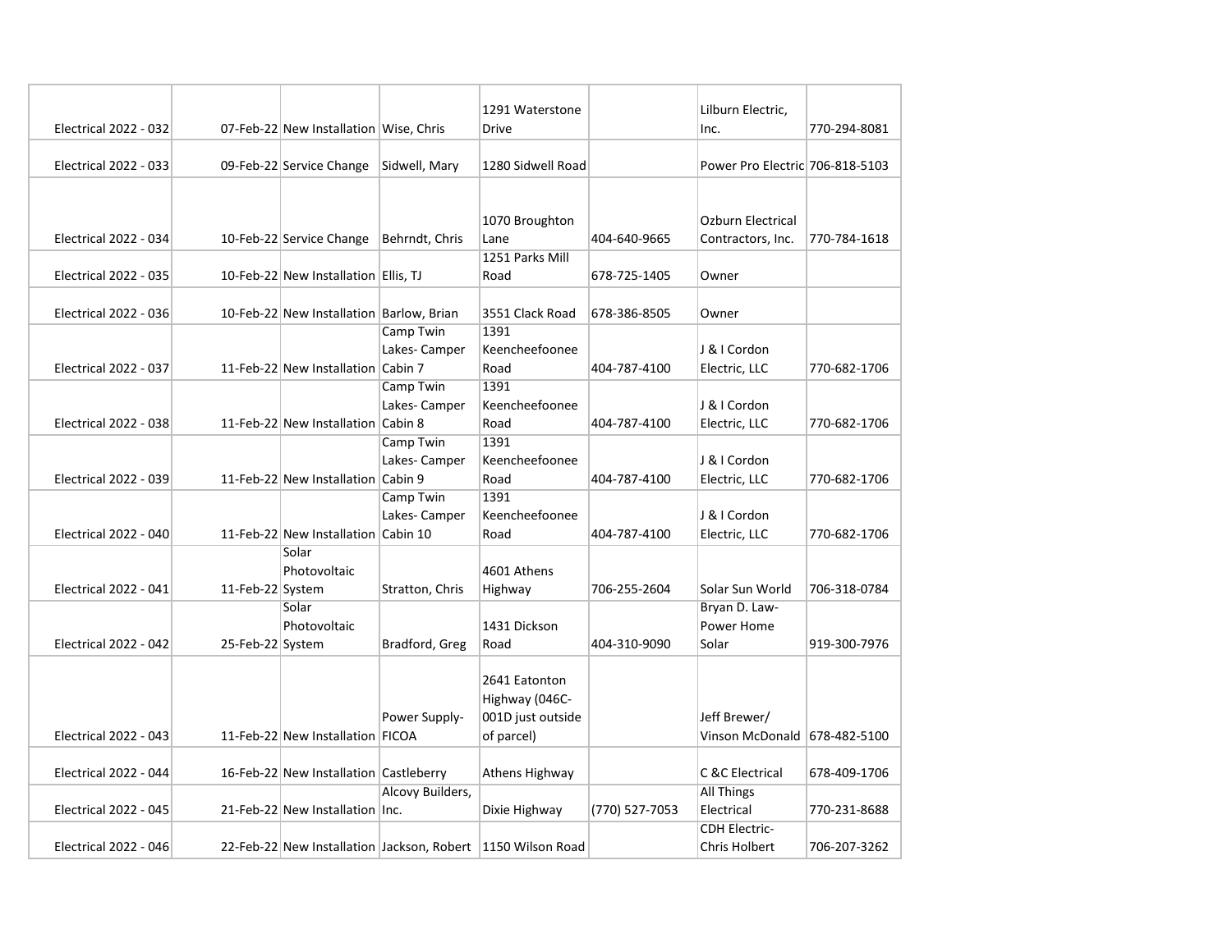| | | | | | | | |
|---|---|---|---|---|---|---|---|
| Electrical 2022 - 032 | 07-Feb-22 | New Installation | Wise, Chris | 1291 Waterstone Drive | | Lilburn Electric, Inc. | 770-294-8081 |
| Electrical 2022 - 033 | 09-Feb-22 | Service Change | Sidwell, Mary | 1280 Sidwell Road | | Power Pro Electric | 706-818-5103 |
| Electrical 2022 - 034 | 10-Feb-22 | Service Change | Behrndt, Chris | 1070 Broughton Lane | 404-640-9665 | Ozburn Electrical Contractors, Inc. | 770-784-1618 |
| Electrical 2022 - 035 | 10-Feb-22 | New Installation | Ellis, TJ | 1251 Parks Mill Road | 678-725-1405 | Owner | |
| Electrical 2022 - 036 | 10-Feb-22 | New Installation | Barlow, Brian | 3551 Clack Road | 678-386-8505 | Owner | |
| Electrical 2022 - 037 | 11-Feb-22 | New Installation | Camp Twin Lakes- Camper Cabin 7 | 1391 Keencheefoonee Road | 404-787-4100 | J & I Cordon Electric, LLC | 770-682-1706 |
| Electrical 2022 - 038 | 11-Feb-22 | New Installation | Camp Twin Lakes- Camper Cabin 8 | 1391 Keencheefoonee Road | 404-787-4100 | J & I Cordon Electric, LLC | 770-682-1706 |
| Electrical 2022 - 039 | 11-Feb-22 | New Installation | Camp Twin Lakes- Camper Cabin 9 | 1391 Keencheefoonee Road | 404-787-4100 | J & I Cordon Electric, LLC | 770-682-1706 |
| Electrical 2022 - 040 | 11-Feb-22 | New Installation | Camp Twin Lakes- Camper Cabin 10 | 1391 Keencheefoonee Road | 404-787-4100 | J & I Cordon Electric, LLC | 770-682-1706 |
| Electrical 2022 - 041 | 11-Feb-22 | Solar Photovoltaic System | Stratton, Chris | 4601 Athens Highway | 706-255-2604 | Solar Sun World | 706-318-0784 |
| Electrical 2022 - 042 | 25-Feb-22 | Solar Photovoltaic System | Bradford, Greg | 1431 Dickson Road | 404-310-9090 | Bryan D. Law- Power Home Solar | 919-300-7976 |
| Electrical 2022 - 043 | 11-Feb-22 | New Installation | Power Supply- FICOA | 2641 Eatonton Highway (046C-001D just outside of parcel) | | Jeff Brewer/ Vinson McDonald | 678-482-5100 |
| Electrical 2022 - 044 | 16-Feb-22 | New Installation | Castleberry | Athens Highway | | C &C Electrical | 678-409-1706 |
| Electrical 2022 - 045 | 21-Feb-22 | New Installation | Alcovy Builders, Inc. | Dixie Highway | (770) 527-7053 | All Things Electrical | 770-231-8688 |
| Electrical 2022 - 046 | 22-Feb-22 | New Installation | Jackson, Robert | 1150 Wilson Road | | CDH Electric- Chris Holbert | 706-207-3262 |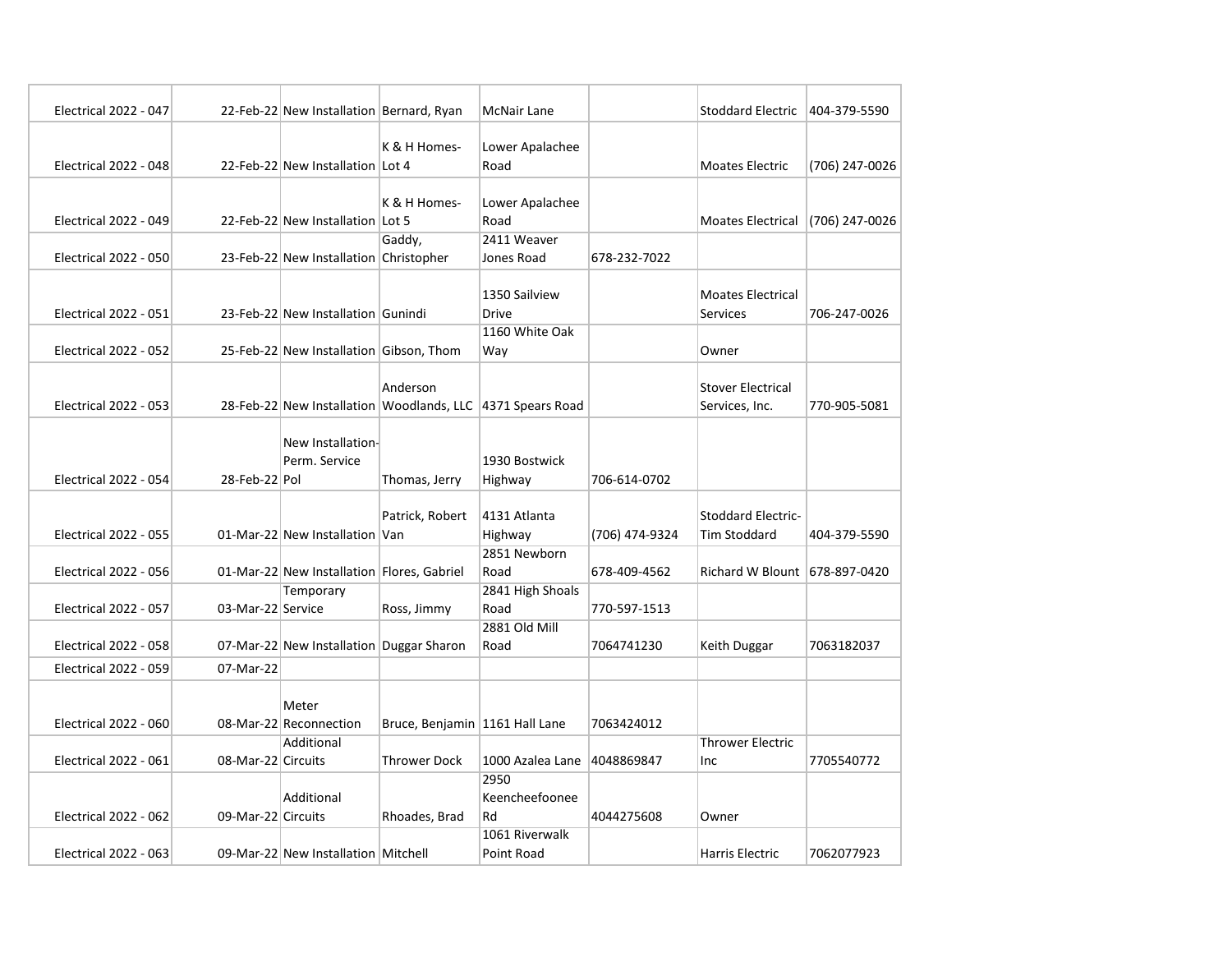| | | | | | | | |
|---|---|---|---|---|---|---|---|
| Electrical 2022 - 047 | 22-Feb-22 | New Installation | Bernard, Ryan | McNair Lane | | Stoddard Electric | 404-379-5590 |
| Electrical 2022 - 048 | 22-Feb-22 | New Installation | K & H Homes- Lot 4 | Lower Apalachee Road | | Moates Electric | (706) 247-0026 |
| Electrical 2022 - 049 | 22-Feb-22 | New Installation | K & H Homes- Lot 5 | Lower Apalachee Road | | Moates Electrical | (706) 247-0026 |
| Electrical 2022 - 050 | 23-Feb-22 | New Installation | Gaddy, Christopher | 2411 Weaver Jones Road | 678-232-7022 | | |
| Electrical 2022 - 051 | 23-Feb-22 | New Installation | Gunindi | 1350 Sailview Drive | | Moates Electrical Services | 706-247-0026 |
| Electrical 2022 - 052 | 25-Feb-22 | New Installation | Gibson, Thom | 1160 White Oak Way | | Owner | |
| Electrical 2022 - 053 | 28-Feb-22 | New Installation | Anderson Woodlands, LLC | 4371 Spears Road | | Stover Electrical Services, Inc. | 770-905-5081 |
| Electrical 2022 - 054 | 28-Feb-22 | New Installation-Perm. Service Pol | Thomas, Jerry | 1930 Bostwick Highway | 706-614-0702 | | |
| Electrical 2022 - 055 | 01-Mar-22 | New Installation | Patrick, Robert Van | 4131 Atlanta Highway | (706) 474-9324 | Stoddard Electric- Tim Stoddard | 404-379-5590 |
| Electrical 2022 - 056 | 01-Mar-22 | New Installation | Flores, Gabriel | 2851 Newborn Road | 678-409-4562 | Richard W Blount | 678-897-0420 |
| Electrical 2022 - 057 | 03-Mar-22 | Temporary Service | Ross, Jimmy | 2841 High Shoals Road | 770-597-1513 | | |
| Electrical 2022 - 058 | 07-Mar-22 | New Installation | Duggar Sharon | 2881 Old Mill Road | 7064741230 | Keith Duggar | 7063182037 |
| Electrical 2022 - 059 | 07-Mar-22 | | | | | | |
| Electrical 2022 - 060 | 08-Mar-22 | Meter Reconnection | Bruce, Benjamin | 1161 Hall Lane | 7063424012 | | |
| Electrical 2022 - 061 | 08-Mar-22 | Additional Circuits | Thrower Dock | 1000 Azalea Lane | 4048869847 | Thrower Electric Inc | 7705540772 |
| Electrical 2022 - 062 | 09-Mar-22 | Additional Circuits | Rhoades, Brad | 2950 Keencheefoonee Rd | 4044275608 | Owner | |
| Electrical 2022 - 063 | 09-Mar-22 | New Installation | Mitchell | 1061 Riverwalk Point Road | | Harris Electric | 7062077923 |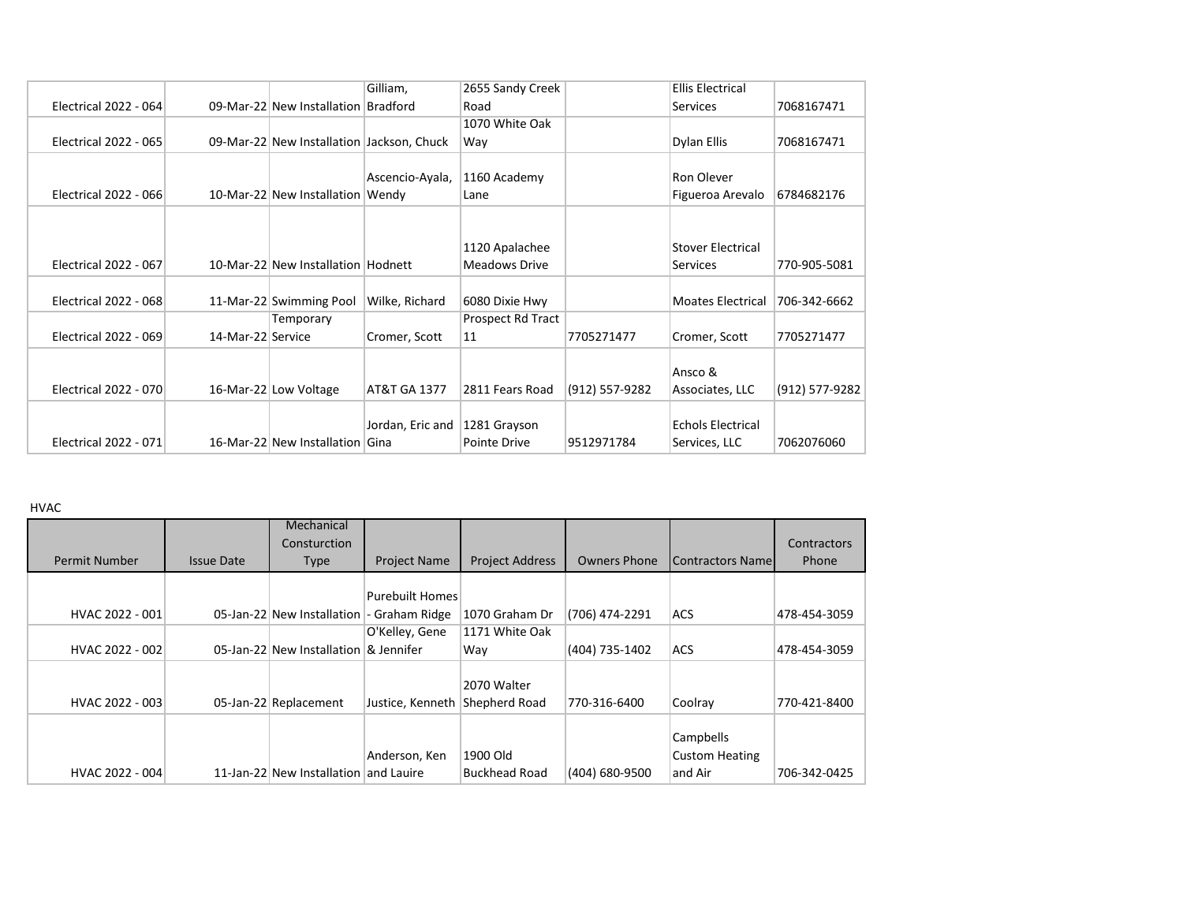| | | | | | | | |
|---|---|---|---|---|---|---|---|
| Electrical 2022 - 064 | 09-Mar-22 | New Installation | Gilliam, Bradford | 2655 Sandy Creek Road | | Ellis Electrical Services | 7068167471 |
| Electrical 2022 - 065 | 09-Mar-22 | New Installation | Jackson, Chuck | 1070 White Oak Way | | Dylan Ellis | 7068167471 |
| Electrical 2022 - 066 | 10-Mar-22 | New Installation | Ascencio-Ayala, Wendy | 1160 Academy Lane | | Ron Olever Figueroa Arevalo | 6784682176 |
| Electrical 2022 - 067 | 10-Mar-22 | New Installation | Hodnett | 1120 Apalachee Meadows Drive | | Stover Electrical Services | 770-905-5081 |
| Electrical 2022 - 068 | 11-Mar-22 | Swimming Pool | Wilke, Richard | 6080 Dixie Hwy | | Moates Electrical | 706-342-6662 |
| Electrical 2022 - 069 | 14-Mar-22 | Temporary Service | Cromer, Scott | Prospect Rd Tract 11 | 7705271477 | Cromer, Scott | 7705271477 |
| Electrical 2022 - 070 | 16-Mar-22 | Low Voltage | AT&T GA 1377 | 2811 Fears Road | (912) 557-9282 | Ansco & Associates, LLC | (912) 577-9282 |
| Electrical 2022 - 071 | 16-Mar-22 | New Installation | Jordan, Eric and Gina | 1281 Grayson Pointe Drive | 9512971784 | Echols Electrical Services, LLC | 7062076060 |

HVAC

| Permit Number | Issue Date | Mechanical Consturction Type | Project Name | Project Address | Owners Phone | Contractors Name | Contractors Phone |
|---|---|---|---|---|---|---|---|
| HVAC 2022 - 001 | 05-Jan-22 | New Installation | Purebuilt Homes - Graham Ridge | 1070 Graham Dr | (706) 474-2291 | ACS | 478-454-3059 |
| HVAC 2022 - 002 | 05-Jan-22 | New Installation | O'Kelley, Gene & Jennifer | 1171 White Oak Way | (404) 735-1402 | ACS | 478-454-3059 |
| HVAC 2022 - 003 | 05-Jan-22 | Replacement | Justice, Kenneth | 2070 Walter Shepherd Road | 770-316-6400 | Coolray | 770-421-8400 |
| HVAC 2022 - 004 | 11-Jan-22 | New Installation | Anderson, Ken and Lauire | 1900 Old Buckhead Road | (404) 680-9500 | Campbells Custom Heating and Air | 706-342-0425 |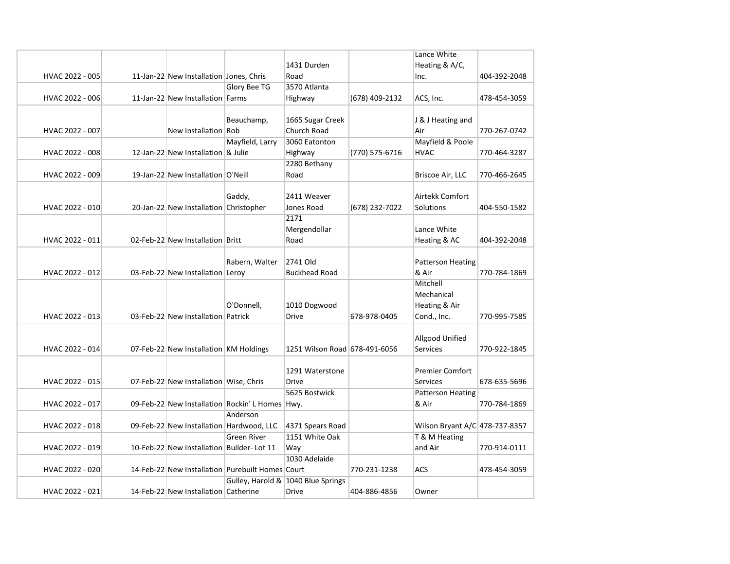| | | | | | | | |
|---|---|---|---|---|---|---|---|
| HVAC 2022 - 005 | 11-Jan-22 | New Installation | Jones, Chris | 1431 Durden Road | | Lance White Heating & A/C, Inc. | 404-392-2048 |
| HVAC 2022 - 006 | 11-Jan-22 | New Installation | Glory Bee TG Farms | 3570 Atlanta Highway | (678) 409-2132 | ACS, Inc. | 478-454-3059 |
| HVAC 2022 - 007 | | New Installation | Beauchamp, Rob | 1665 Sugar Creek Church Road | | J & J Heating and Air | 770-267-0742 |
| HVAC 2022 - 008 | 12-Jan-22 | New Installation | Mayfield, Larry & Julie | 3060 Eatonton Highway | (770) 575-6716 | Mayfield & Poole HVAC | 770-464-3287 |
| HVAC 2022 - 009 | 19-Jan-22 | New Installation | O'Neill | 2280 Bethany Road | | Briscoe Air, LLC | 770-466-2645 |
| HVAC 2022 - 010 | 20-Jan-22 | New Installation | Gaddy, Christopher | 2411 Weaver Jones Road | (678) 232-7022 | Airtekk Comfort Solutions | 404-550-1582 |
| HVAC 2022 - 011 | 02-Feb-22 | New Installation | Britt | 2171 Mergendollar Road | | Lance White Heating & AC | 404-392-2048 |
| HVAC 2022 - 012 | 03-Feb-22 | New Installation | Rabern, Walter Leroy | 2741 Old Buckhead Road | | Patterson Heating & Air | 770-784-1869 |
| HVAC 2022 - 013 | 03-Feb-22 | New Installation | O'Donnell, Patrick | 1010 Dogwood Drive | 678-978-0405 | Mitchell Mechanical Heating & Air Cond., Inc. | 770-995-7585 |
| HVAC 2022 - 014 | 07-Feb-22 | New Installation | KM Holdings | 1251 Wilson Road | 678-491-6056 | Allgood Unified Services | 770-922-1845 |
| HVAC 2022 - 015 | 07-Feb-22 | New Installation | Wise, Chris | 1291 Waterstone Drive | | Premier Comfort Services | 678-635-5696 |
| HVAC 2022 - 017 | 09-Feb-22 | New Installation | Rockin' L Homes | 5625 Bostwick Hwy. | | Patterson Heating & Air | 770-784-1869 |
| HVAC 2022 - 018 | 09-Feb-22 | New Installation | Anderson Hardwood, LLC | 4371 Spears Road | | Wilson Bryant A/C | 478-737-8357 |
| HVAC 2022 - 019 | 10-Feb-22 | New Installation | Green River Builder- Lot 11 | 1151 White Oak Way | | T & M Heating and Air | 770-914-0111 |
| HVAC 2022 - 020 | 14-Feb-22 | New Installation | Purebuilt Homes | 1030 Adelaide Court | 770-231-1238 | ACS | 478-454-3059 |
| HVAC 2022 - 021 | 14-Feb-22 | New Installation | Gulley, Harold & Catherine | 1040 Blue Springs Drive | 404-886-4856 | Owner | |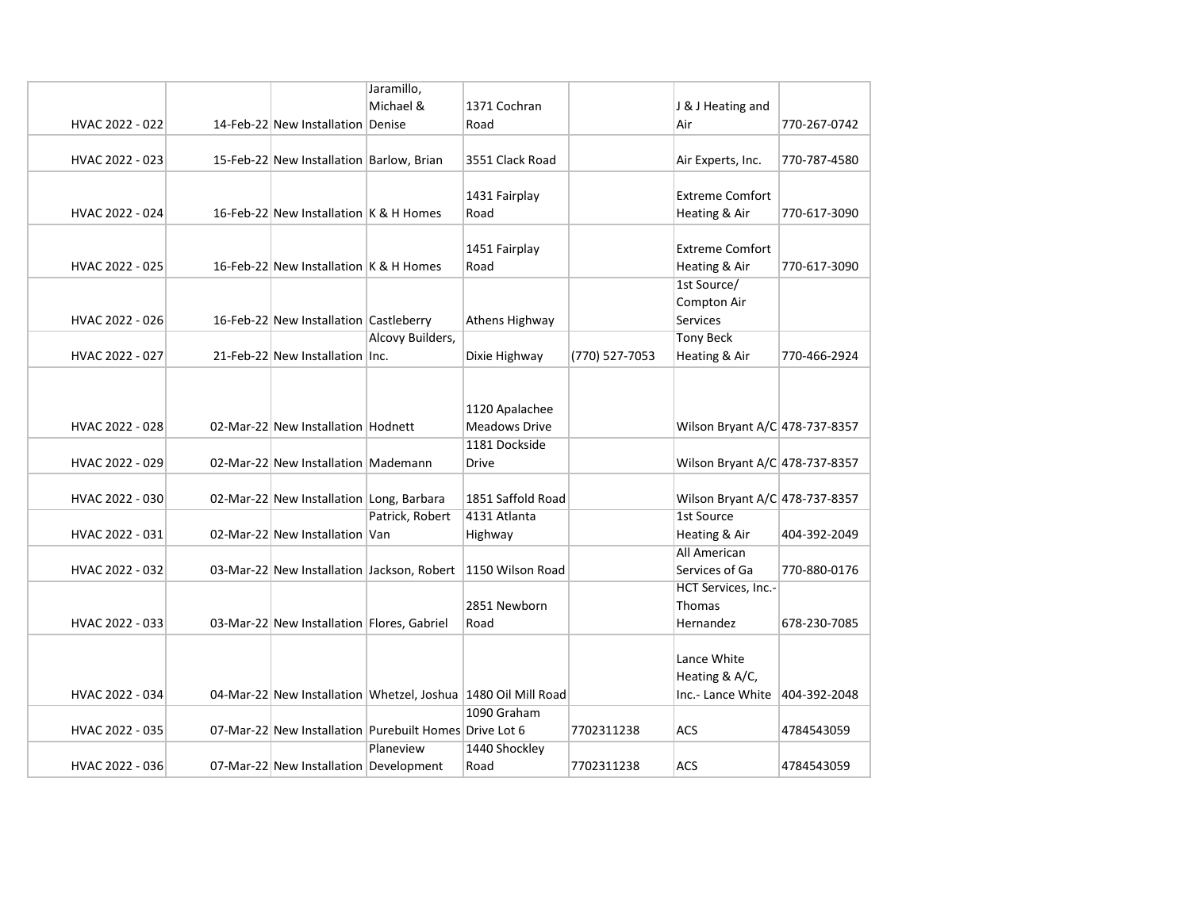| | | | | | | | |
|---|---|---|---|---|---|---|---|
| HVAC 2022 - 022 | 14-Feb-22 | New Installation | Jaramillo, Michael & Denise | 1371 Cochran Road | | J & J Heating and Air | 770-267-0742 |
| HVAC 2022 - 023 | 15-Feb-22 | New Installation | Barlow, Brian | 3551 Clack Road | | Air Experts, Inc. | 770-787-4580 |
| HVAC 2022 - 024 | 16-Feb-22 | New Installation | K & H Homes | 1431 Fairplay Road | | Extreme Comfort Heating & Air | 770-617-3090 |
| HVAC 2022 - 025 | 16-Feb-22 | New Installation | K & H Homes | 1451 Fairplay Road | | Extreme Comfort Heating & Air | 770-617-3090 |
| HVAC 2022 - 026 | 16-Feb-22 | New Installation | Castleberry | Athens Highway | | 1st Source/ Compton Air Services | |
| HVAC 2022 - 027 | 21-Feb-22 | New Installation | Alcovy Builders, Inc. | Dixie Highway | (770) 527-7053 | Tony Beck Heating & Air | 770-466-2924 |
| HVAC 2022 - 028 | 02-Mar-22 | New Installation | Hodnett | 1120 Apalachee Meadows Drive | | Wilson Bryant A/C | 478-737-8357 |
| HVAC 2022 - 029 | 02-Mar-22 | New Installation | Mademann | 1181 Dockside Drive | | Wilson Bryant A/C | 478-737-8357 |
| HVAC 2022 - 030 | 02-Mar-22 | New Installation | Long, Barbara | 1851 Saffold Road | | Wilson Bryant A/C | 478-737-8357 |
| HVAC 2022 - 031 | 02-Mar-22 | New Installation | Patrick, Robert Van | 4131 Atlanta Highway | | 1st Source Heating & Air | 404-392-2049 |
| HVAC 2022 - 032 | 03-Mar-22 | New Installation | Jackson, Robert | 1150 Wilson Road | | All American Services of Ga | 770-880-0176 |
| HVAC 2022 - 033 | 03-Mar-22 | New Installation | Flores, Gabriel | 2851 Newborn Road | | HCT Services, Inc.- Thomas Hernandez | 678-230-7085 |
| HVAC 2022 - 034 | 04-Mar-22 | New Installation | Whetzel, Joshua | 1480 Oil Mill Road | | Lance White Heating & A/C, Inc.- Lance White | 404-392-2048 |
| HVAC 2022 - 035 | 07-Mar-22 | New Installation | Purebuilt Homes | 1090 Graham Drive Lot 6 | 7702311238 | ACS | 4784543059 |
| HVAC 2022 - 036 | 07-Mar-22 | New Installation | Planeview Development | 1440 Shockley Road | 7702311238 | ACS | 4784543059 |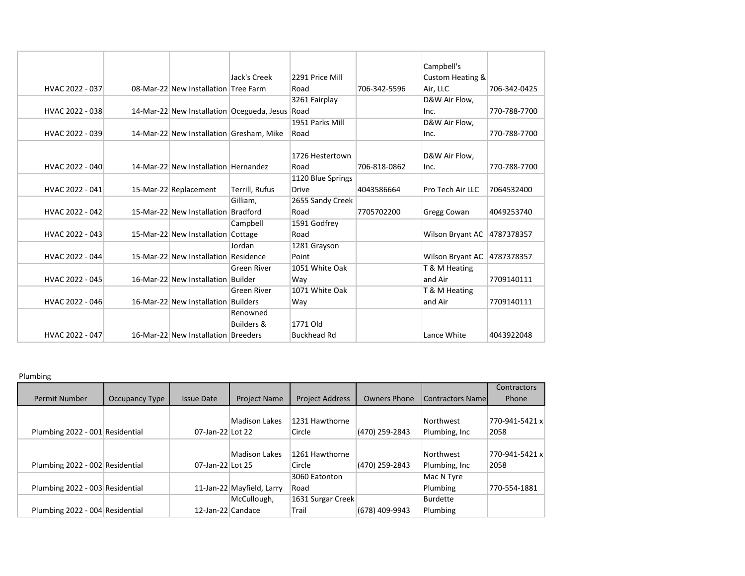| | | | | | | | |
|---|---|---|---|---|---|---|---|
| HVAC 2022 - 037 | | 08-Mar-22 | New Installation | Jack's Creek Tree Farm | 2291 Price Mill Road | 706-342-5596 | Campbell's Custom Heating & Air, LLC | 706-342-0425 |
| HVAC 2022 - 038 | | 14-Mar-22 | New Installation | Ocegueda, Jesus | 3261 Fairplay Road | | D&W Air Flow, Inc. | 770-788-7700 |
| HVAC 2022 - 039 | | 14-Mar-22 | New Installation | Gresham, Mike | 1951 Parks Mill Road | | D&W Air Flow, Inc. | 770-788-7700 |
| HVAC 2022 - 040 | | 14-Mar-22 | New Installation | Hernandez | 1726 Hestertown Road | 706-818-0862 | D&W Air Flow, Inc. | 770-788-7700 |
| HVAC 2022 - 041 | | 15-Mar-22 | Replacement | Terrill, Rufus | 1120 Blue Springs Drive | 4043586664 | Pro Tech Air LLC | 7064532400 |
| HVAC 2022 - 042 | | 15-Mar-22 | New Installation | Gilliam, Bradford | 2655 Sandy Creek Road | 7705702200 | Gregg Cowan | 4049253740 |
| HVAC 2022 - 043 | | 15-Mar-22 | New Installation | Campbell Cottage | 1591 Godfrey Road | | Wilson Bryant AC | 4787378357 |
| HVAC 2022 - 044 | | 15-Mar-22 | New Installation | Jordan Residence | 1281 Grayson Point | | Wilson Bryant AC | 4787378357 |
| HVAC 2022 - 045 | | 16-Mar-22 | New Installation | Green River Builder | 1051 White Oak Way | | T & M Heating and Air | 7709140111 |
| HVAC 2022 - 046 | | 16-Mar-22 | New Installation | Green River Builders | 1071 White Oak Way | | T & M Heating and Air | 7709140111 |
| HVAC 2022 - 047 | | 16-Mar-22 | New Installation | Renowned Builders & Breeders | 1771 Old Buckhead Rd | | Lance White | 4043922048 |

Plumbing

| Permit Number | Occupancy Type | Issue Date | Project Name | Project Address | Owners Phone | Contractors Name | Contractors Phone |
|---|---|---|---|---|---|---|---|
| Plumbing 2022 - 001 | Residential | 07-Jan-22 | Madison Lakes Lot 22 | 1231 Hawthorne Circle | (470) 259-2843 | Northwest Plumbing, Inc | 770-941-5421 x 2058 |
| Plumbing 2022 - 002 | Residential | 07-Jan-22 | Madison Lakes Lot 25 | 1261 Hawthorne Circle | (470) 259-2843 | Northwest Plumbing, Inc | 770-941-5421 x 2058 |
| Plumbing 2022 - 003 | Residential | 11-Jan-22 | Mayfield, Larry | 3060 Eatonton Road | | Mac N Tyre Plumbing | 770-554-1881 |
| Plumbing 2022 - 004 | Residential | 12-Jan-22 | McCullough, Candace | 1631 Surgar Creek Trail | (678) 409-9943 | Burdette Plumbing | |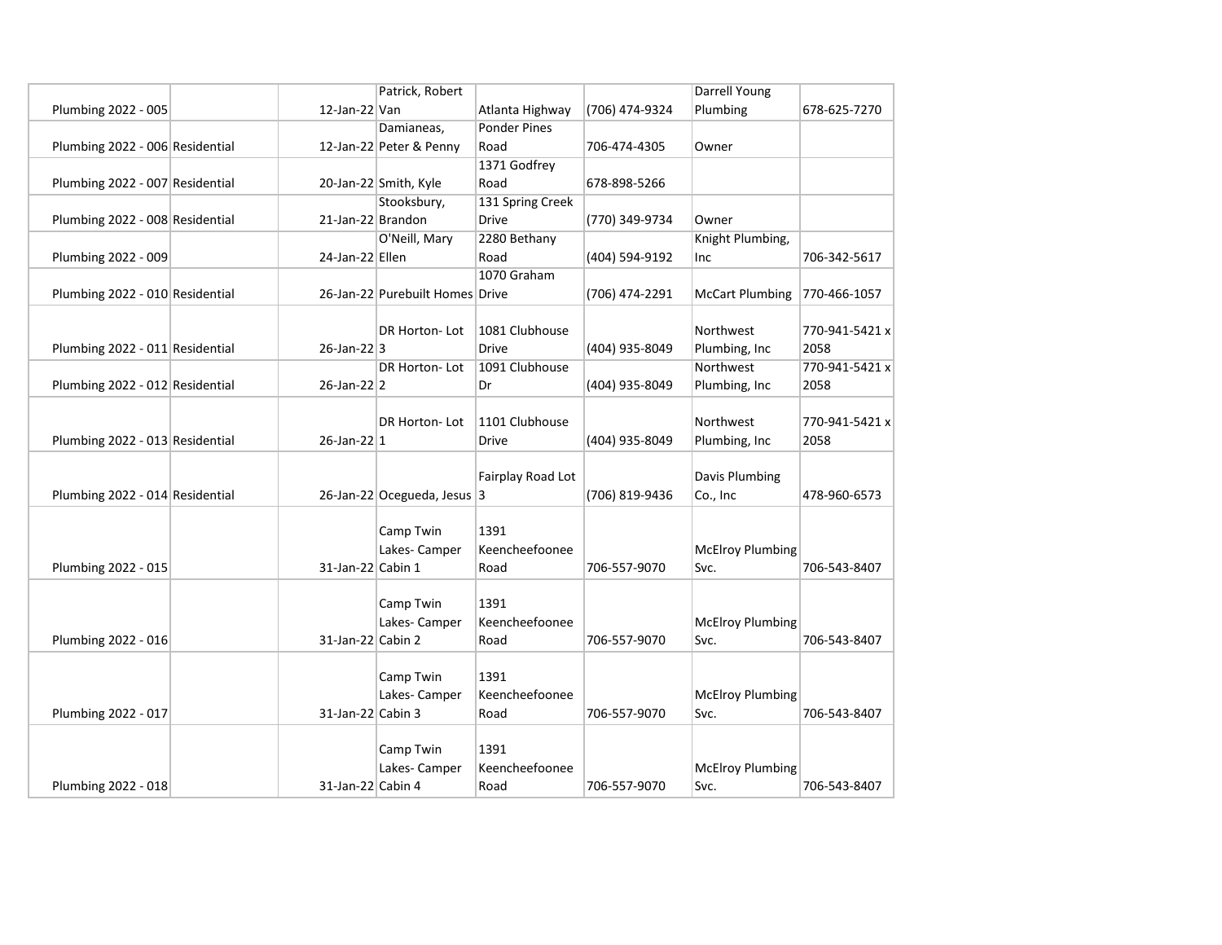| | | | | | | | |
|---|---|---|---|---|---|---|---|
| Plumbing 2022 - 005 | | 12-Jan-22 | Patrick, Robert Van | Atlanta Highway | (706) 474-9324 | Darrell Young Plumbing | 678-625-7270 |
| Plumbing 2022 - 006 | Residential | 12-Jan-22 | Damianeas, Peter & Penny | Ponder Pines Road | 706-474-4305 | Owner | |
| Plumbing 2022 - 007 | Residential | 20-Jan-22 | Smith, Kyle | 1371 Godfrey Road | 678-898-5266 | | |
| Plumbing 2022 - 008 | Residential | 21-Jan-22 | Stooksbury, Brandon | 131 Spring Creek Drive | (770) 349-9734 | Owner | |
| Plumbing 2022 - 009 | | 24-Jan-22 | O'Neill, Mary Ellen | 2280 Bethany Road | (404) 594-9192 | Knight Plumbing, Inc | 706-342-5617 |
| Plumbing 2022 - 010 | Residential | 26-Jan-22 | Purebuilt Homes | 1070 Graham Drive | (706) 474-2291 | McCart Plumbing | 770-466-1057 |
| Plumbing 2022 - 011 | Residential | 26-Jan-22 | DR Horton- Lot 3 | 1081 Clubhouse Drive | (404) 935-8049 | Northwest Plumbing, Inc | 770-941-5421 x 2058 |
| Plumbing 2022 - 012 | Residential | 26-Jan-22 | DR Horton- Lot 2 | 1091 Clubhouse Dr | (404) 935-8049 | Northwest Plumbing, Inc | 770-941-5421 x 2058 |
| Plumbing 2022 - 013 | Residential | 26-Jan-22 | DR Horton- Lot 1 | 1101 Clubhouse Drive | (404) 935-8049 | Northwest Plumbing, Inc | 770-941-5421 x 2058 |
| Plumbing 2022 - 014 | Residential | 26-Jan-22 | Ocegueda, Jesus | Fairplay Road Lot 3 | (706) 819-9436 | Davis Plumbing Co., Inc | 478-960-6573 |
| Plumbing 2022 - 015 | | 31-Jan-22 | Camp Twin Lakes- Camper Cabin 1 | 1391 Keencheefoonee Road | 706-557-9070 | McElroy Plumbing Svc. | 706-543-8407 |
| Plumbing 2022 - 016 | | 31-Jan-22 | Camp Twin Lakes- Camper Cabin 2 | 1391 Keencheefoonee Road | 706-557-9070 | McElroy Plumbing Svc. | 706-543-8407 |
| Plumbing 2022 - 017 | | 31-Jan-22 | Camp Twin Lakes- Camper Cabin 3 | 1391 Keencheefoonee Road | 706-557-9070 | McElroy Plumbing Svc. | 706-543-8407 |
| Plumbing 2022 - 018 | | 31-Jan-22 | Camp Twin Lakes- Camper Cabin 4 | 1391 Keencheefoonee Road | 706-557-9070 | McElroy Plumbing Svc. | 706-543-8407 |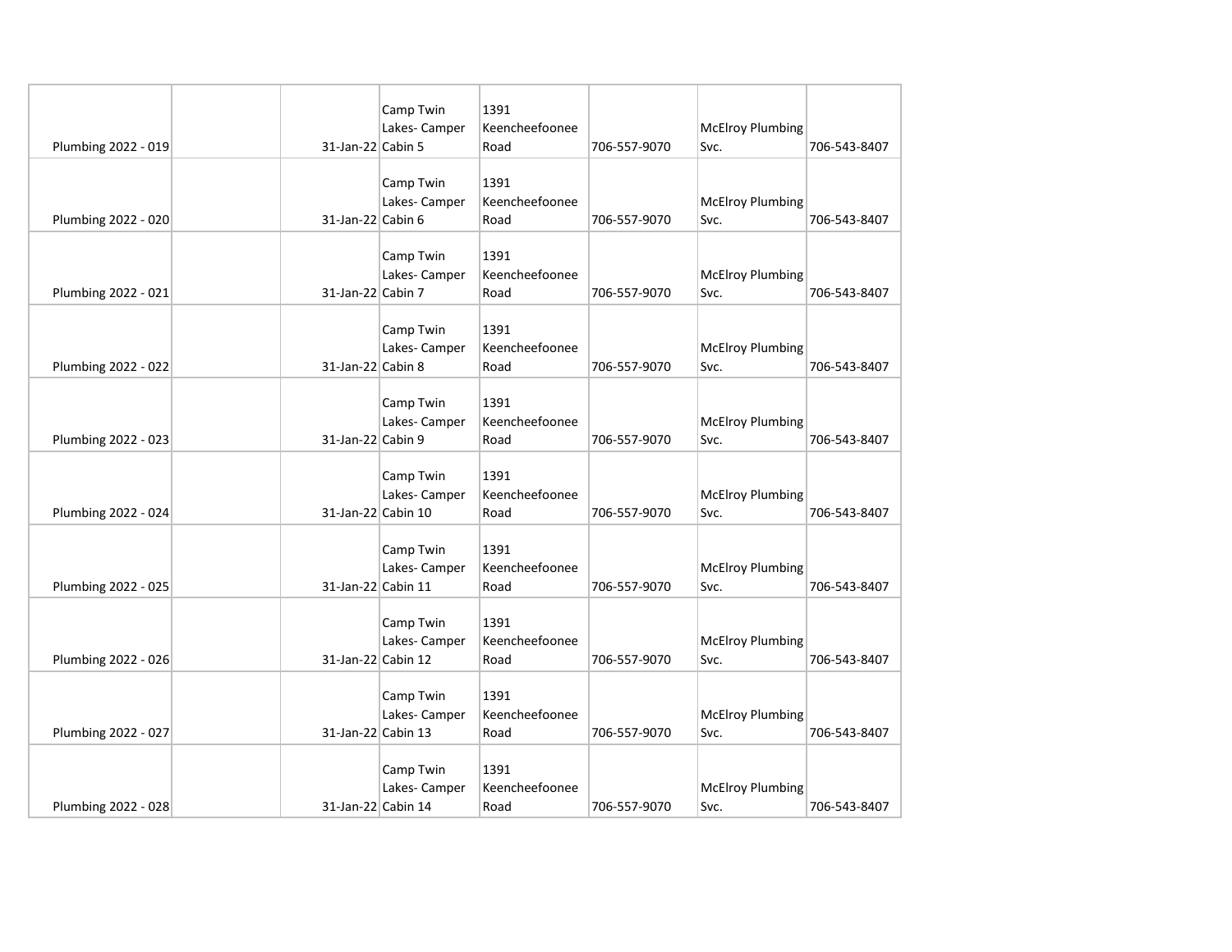| | | | | | | | |
|---|---|---|---|---|---|---|---|
| Plumbing 2022 - 019 | | 31-Jan-22 | Camp Twin Lakes- Camper Cabin 5 | 1391 Keencheefoonee Road | 706-557-9070 | McElroy Plumbing Svc. | 706-543-8407 |
| Plumbing 2022 - 020 | | 31-Jan-22 | Camp Twin Lakes- Camper Cabin 6 | 1391 Keencheefoonee Road | 706-557-9070 | McElroy Plumbing Svc. | 706-543-8407 |
| Plumbing 2022 - 021 | | 31-Jan-22 | Camp Twin Lakes- Camper Cabin 7 | 1391 Keencheefoonee Road | 706-557-9070 | McElroy Plumbing Svc. | 706-543-8407 |
| Plumbing 2022 - 022 | | 31-Jan-22 | Camp Twin Lakes- Camper Cabin 8 | 1391 Keencheefoonee Road | 706-557-9070 | McElroy Plumbing Svc. | 706-543-8407 |
| Plumbing 2022 - 023 | | 31-Jan-22 | Camp Twin Lakes- Camper Cabin 9 | 1391 Keencheefoonee Road | 706-557-9070 | McElroy Plumbing Svc. | 706-543-8407 |
| Plumbing 2022 - 024 | | 31-Jan-22 | Camp Twin Lakes- Camper Cabin 10 | 1391 Keencheefoonee Road | 706-557-9070 | McElroy Plumbing Svc. | 706-543-8407 |
| Plumbing 2022 - 025 | | 31-Jan-22 | Camp Twin Lakes- Camper Cabin 11 | 1391 Keencheefoonee Road | 706-557-9070 | McElroy Plumbing Svc. | 706-543-8407 |
| Plumbing 2022 - 026 | | 31-Jan-22 | Camp Twin Lakes- Camper Cabin 12 | 1391 Keencheefoonee Road | 706-557-9070 | McElroy Plumbing Svc. | 706-543-8407 |
| Plumbing 2022 - 027 | | 31-Jan-22 | Camp Twin Lakes- Camper Cabin 13 | 1391 Keencheefoonee Road | 706-557-9070 | McElroy Plumbing Svc. | 706-543-8407 |
| Plumbing 2022 - 028 | | 31-Jan-22 | Camp Twin Lakes- Camper Cabin 14 | 1391 Keencheefoonee Road | 706-557-9070 | McElroy Plumbing Svc. | 706-543-8407 |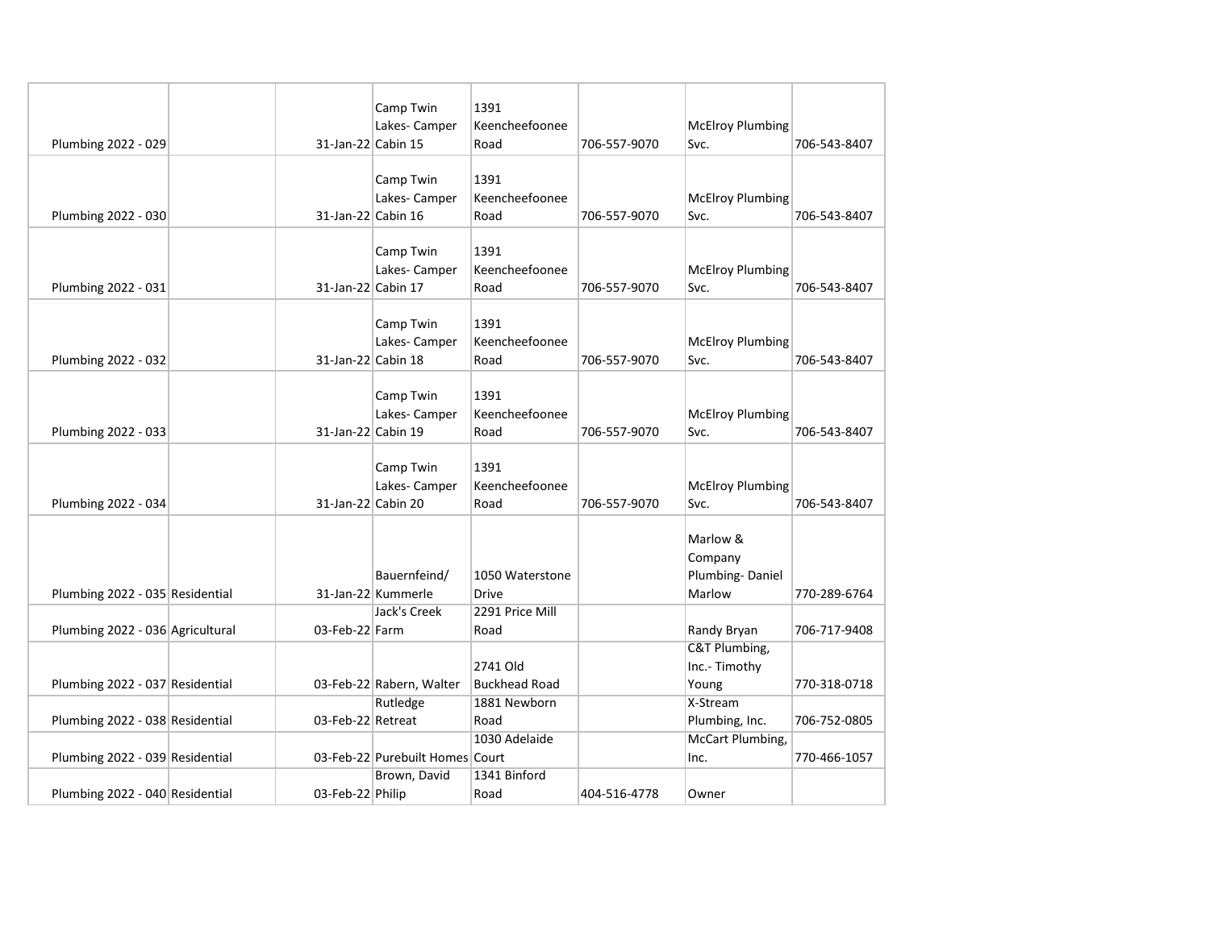| | | | | | | | |
|---|---|---|---|---|---|---|---|
| Plumbing 2022 - 029 | | 31-Jan-22 | Camp Twin Lakes- Camper Cabin 15 | 1391 Keencheefoonee Road | 706-557-9070 | McElroy Plumbing Svc. | 706-543-8407 |
| Plumbing 2022 - 030 | | 31-Jan-22 | Camp Twin Lakes- Camper Cabin 16 | 1391 Keencheefoonee Road | 706-557-9070 | McElroy Plumbing Svc. | 706-543-8407 |
| Plumbing 2022 - 031 | | 31-Jan-22 | Camp Twin Lakes- Camper Cabin 17 | 1391 Keencheefoonee Road | 706-557-9070 | McElroy Plumbing Svc. | 706-543-8407 |
| Plumbing 2022 - 032 | | 31-Jan-22 | Camp Twin Lakes- Camper Cabin 18 | 1391 Keencheefoonee Road | 706-557-9070 | McElroy Plumbing Svc. | 706-543-8407 |
| Plumbing 2022 - 033 | | 31-Jan-22 | Camp Twin Lakes- Camper Cabin 19 | 1391 Keencheefoonee Road | 706-557-9070 | McElroy Plumbing Svc. | 706-543-8407 |
| Plumbing 2022 - 034 | | 31-Jan-22 | Camp Twin Lakes- Camper Cabin 20 | 1391 Keencheefoonee Road | 706-557-9070 | McElroy Plumbing Svc. | 706-543-8407 |
| Plumbing 2022 - 035 | Residential | 31-Jan-22 | Bauernfeind/ Kummerle | 1050 Waterstone Drive | | Marlow & Company Plumbing- Daniel Marlow | 770-289-6764 |
| Plumbing 2022 - 036 | Agricultural | 03-Feb-22 | Jack's Creek Farm | 2291 Price Mill Road | | Randy Bryan | 706-717-9408 |
| Plumbing 2022 - 037 | Residential | 03-Feb-22 | Rabern, Walter | 2741 Old Buckhead Road | | C&T Plumbing, Inc.- Timothy Young | 770-318-0718 |
| Plumbing 2022 - 038 | Residential | 03-Feb-22 | Rutledge Retreat | 1881 Newborn Road | | X-Stream Plumbing, Inc. | 706-752-0805 |
| Plumbing 2022 - 039 | Residential | 03-Feb-22 | Purebuilt Homes | 1030 Adelaide Court | | McCart Plumbing, Inc. | 770-466-1057 |
| Plumbing 2022 - 040 | Residential | 03-Feb-22 | Brown, David Philip | 1341 Binford Road | 404-516-4778 | Owner | |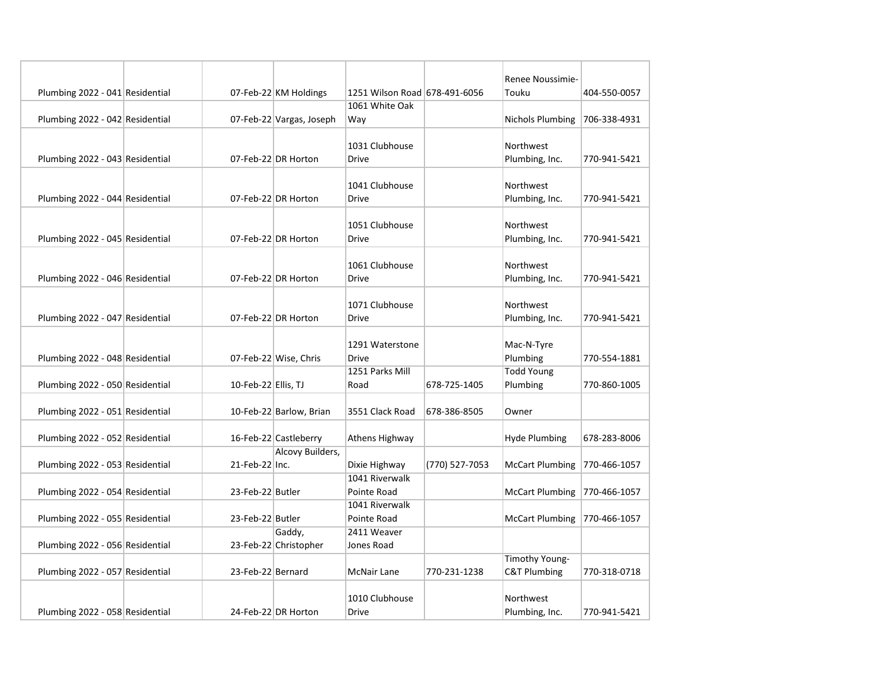| | | | | | | | |
|---|---|---|---|---|---|---|---|
| Plumbing 2022 - 041 | Residential | 07-Feb-22 | KM Holdings | 1251 Wilson Road | 678-491-6056 | Renee Noussimie-Touku | 404-550-0057 |
| Plumbing 2022 - 042 | Residential | 07-Feb-22 | Vargas, Joseph | 1061 White Oak Way | | Nichols Plumbing | 706-338-4931 |
| Plumbing 2022 - 043 | Residential | 07-Feb-22 | DR Horton | 1031 Clubhouse Drive | | Northwest Plumbing, Inc. | 770-941-5421 |
| Plumbing 2022 - 044 | Residential | 07-Feb-22 | DR Horton | 1041 Clubhouse Drive | | Northwest Plumbing, Inc. | 770-941-5421 |
| Plumbing 2022 - 045 | Residential | 07-Feb-22 | DR Horton | 1051 Clubhouse Drive | | Northwest Plumbing, Inc. | 770-941-5421 |
| Plumbing 2022 - 046 | Residential | 07-Feb-22 | DR Horton | 1061 Clubhouse Drive | | Northwest Plumbing, Inc. | 770-941-5421 |
| Plumbing 2022 - 047 | Residential | 07-Feb-22 | DR Horton | 1071 Clubhouse Drive | | Northwest Plumbing, Inc. | 770-941-5421 |
| Plumbing 2022 - 048 | Residential | 07-Feb-22 | Wise, Chris | 1291 Waterstone Drive | | Mac-N-Tyre Plumbing | 770-554-1881 |
| Plumbing 2022 - 050 | Residential | 10-Feb-22 | Ellis, TJ | 1251 Parks Mill Road | 678-725-1405 | Todd Young Plumbing | 770-860-1005 |
| Plumbing 2022 - 051 | Residential | 10-Feb-22 | Barlow, Brian | 3551 Clack Road | 678-386-8505 | Owner | |
| Plumbing 2022 - 052 | Residential | 16-Feb-22 | Castleberry | Athens Highway | | Hyde Plumbing | 678-283-8006 |
| Plumbing 2022 - 053 | Residential | 21-Feb-22 | Alcovy Builders, Inc. | Dixie Highway | (770) 527-7053 | McCart Plumbing | 770-466-1057 |
| Plumbing 2022 - 054 | Residential | 23-Feb-22 | Butler | 1041 Riverwalk Pointe Road | | McCart Plumbing | 770-466-1057 |
| Plumbing 2022 - 055 | Residential | 23-Feb-22 | Butler | 1041 Riverwalk Pointe Road | | McCart Plumbing | 770-466-1057 |
| Plumbing 2022 - 056 | Residential | 23-Feb-22 | Gaddy, Christopher | 2411 Weaver Jones Road | | | |
| Plumbing 2022 - 057 | Residential | 23-Feb-22 | Bernard | McNair Lane | 770-231-1238 | Timothy Young-C&T Plumbing | 770-318-0718 |
| Plumbing 2022 - 058 | Residential | 24-Feb-22 | DR Horton | 1010 Clubhouse Drive | | Northwest Plumbing, Inc. | 770-941-5421 |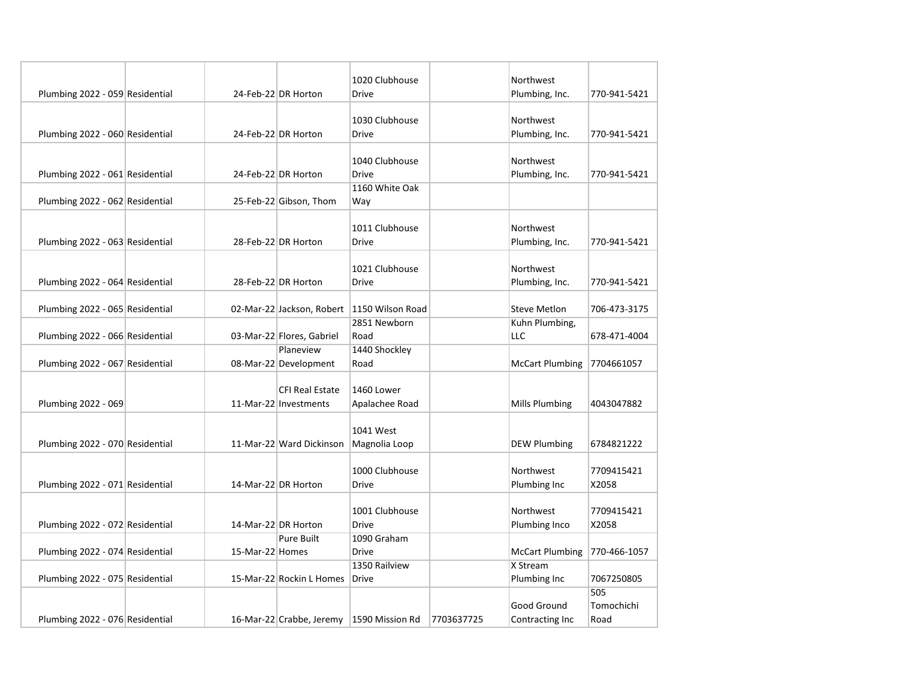| | | | | | | | |
|---|---|---|---|---|---|---|---|
| Plumbing 2022 - 059 | Residential | 24-Feb-22 | DR Horton | 1020 Clubhouse Drive | | Northwest Plumbing, Inc. | 770-941-5421 |
| Plumbing 2022 - 060 | Residential | 24-Feb-22 | DR Horton | 1030 Clubhouse Drive | | Northwest Plumbing, Inc. | 770-941-5421 |
| Plumbing 2022 - 061 | Residential | 24-Feb-22 | DR Horton | 1040 Clubhouse Drive | | Northwest Plumbing, Inc. | 770-941-5421 |
| Plumbing 2022 - 062 | Residential | 25-Feb-22 | Gibson, Thom | 1160 White Oak Way | | | |
| Plumbing 2022 - 063 | Residential | 28-Feb-22 | DR Horton | 1011 Clubhouse Drive | | Northwest Plumbing, Inc. | 770-941-5421 |
| Plumbing 2022 - 064 | Residential | 28-Feb-22 | DR Horton | 1021 Clubhouse Drive | | Northwest Plumbing, Inc. | 770-941-5421 |
| Plumbing 2022 - 065 | Residential | 02-Mar-22 | Jackson, Robert | 1150 Wilson Road | | Steve Metlon | 706-473-3175 |
| Plumbing 2022 - 066 | Residential | 03-Mar-22 | Flores, Gabriel | 2851 Newborn Road | | Kuhn Plumbing, LLC | 678-471-4004 |
| Plumbing 2022 - 067 | Residential | 08-Mar-22 | Planeview Development | 1440 Shockley Road | | McCart Plumbing | 7704661057 |
| Plumbing 2022 - 069 | | 11-Mar-22 | CFI Real Estate Investments | 1460 Lower Apalachee Road | | Mills Plumbing | 4043047882 |
| Plumbing 2022 - 070 | Residential | 11-Mar-22 | Ward Dickinson | 1041 West Magnolia Loop | | DEW Plumbing | 6784821222 |
| Plumbing 2022 - 071 | Residential | 14-Mar-22 | DR Horton | 1000 Clubhouse Drive | | Northwest Plumbing Inc | 7709415421 X2058 |
| Plumbing 2022 - 072 | Residential | 14-Mar-22 | DR Horton | 1001 Clubhouse Drive | | Northwest Plumbing Inco | 7709415421 X2058 |
| Plumbing 2022 - 074 | Residential | 15-Mar-22 | Pure Built Homes | 1090 Graham Drive | | McCart Plumbing | 770-466-1057 |
| Plumbing 2022 - 075 | Residential | 15-Mar-22 | Rockin L Homes | 1350 Railview Drive | | X Stream Plumbing Inc | 7067250805 |
| Plumbing 2022 - 076 | Residential | 16-Mar-22 | Crabbe, Jeremy | 1590 Mission Rd | 7703637725 | Good Ground Contracting Inc | 505 Tomochichi Road |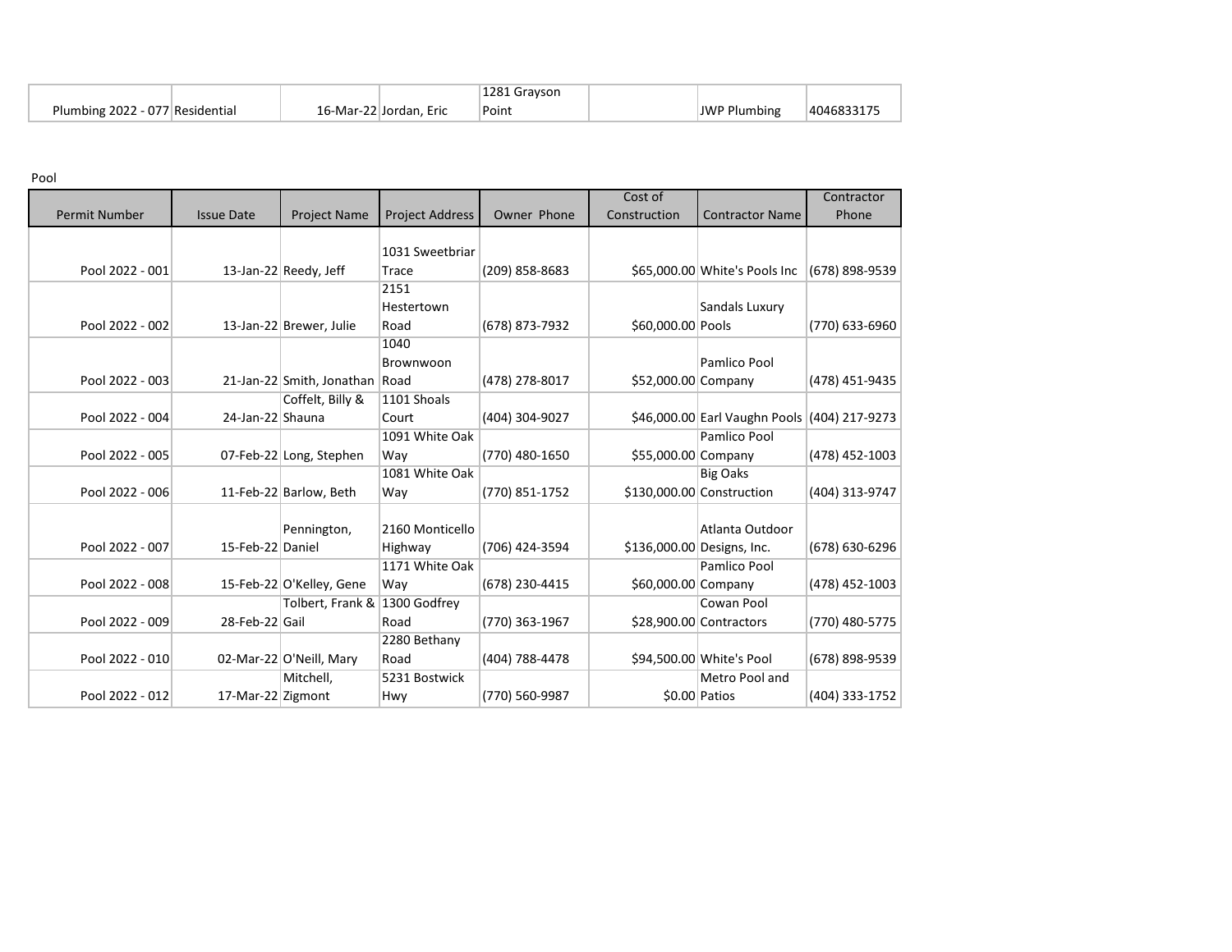| | | | | | | | |
|---|---|---|---|---|---|---|---|
| Plumbing 2022 - 077 | Residential | 16-Mar-22 | Jordan, Eric | 1281 Grayson Point | | JWP Plumbing | 4046833175 |

Pool

| Permit Number | Issue Date | Project Name | Project Address | Owner Phone | Cost of Construction | Contractor Name | Contractor Phone |
|---|---|---|---|---|---|---|---|
| Pool 2022 - 001 | 13-Jan-22 | Reedy, Jeff | 1031 Sweetbriar Trace | (209) 858-8683 | $65,000.00 | White's Pools Inc | (678) 898-9539 |
| Pool 2022 - 002 | 13-Jan-22 | Brewer, Julie | 2151 Hestertown Road | (678) 873-7932 | $60,000.00 | Sandals Luxury Pools | (770) 633-6960 |
| Pool 2022 - 003 | 21-Jan-22 | Smith, Jonathan | 1040 Brownwoon Road | (478) 278-8017 | $52,000.00 | Pamlico Pool Company | (478) 451-9435 |
| Pool 2022 - 004 | 24-Jan-22 | Coffelt, Billy & Shauna | 1101 Shoals Court | (404) 304-9027 | $46,000.00 | Earl Vaughn Pools | (404) 217-9273 |
| Pool 2022 - 005 | 07-Feb-22 | Long, Stephen | 1091 White Oak Way | (770) 480-1650 | $55,000.00 | Pamlico Pool Company | (478) 452-1003 |
| Pool 2022 - 006 | 11-Feb-22 | Barlow, Beth | 1081 White Oak Way | (770) 851-1752 | $130,000.00 | Big Oaks Construction | (404) 313-9747 |
| Pool 2022 - 007 | 15-Feb-22 | Pennington, Daniel | 2160 Monticello Highway | (706) 424-3594 | $136,000.00 | Atlanta Outdoor Designs, Inc. | (678) 630-6296 |
| Pool 2022 - 008 | 15-Feb-22 | O'Kelley, Gene | 1171 White Oak Way | (678) 230-4415 | $60,000.00 | Pamlico Pool Company | (478) 452-1003 |
| Pool 2022 - 009 | 28-Feb-22 | Tolbert, Frank & Gail | 1300 Godfrey Road | (770) 363-1967 | $28,900.00 | Cowan Pool Contractors | (770) 480-5775 |
| Pool 2022 - 010 | 02-Mar-22 | O'Neill, Mary | 2280 Bethany Road | (404) 788-4478 | $94,500.00 | White's Pool | (678) 898-9539 |
| Pool 2022 - 012 | 17-Mar-22 | Mitchell, Zigmont | 5231 Bostwick Hwy | (770) 560-9987 | $0.00 | Metro Pool and Patios | (404) 333-1752 |